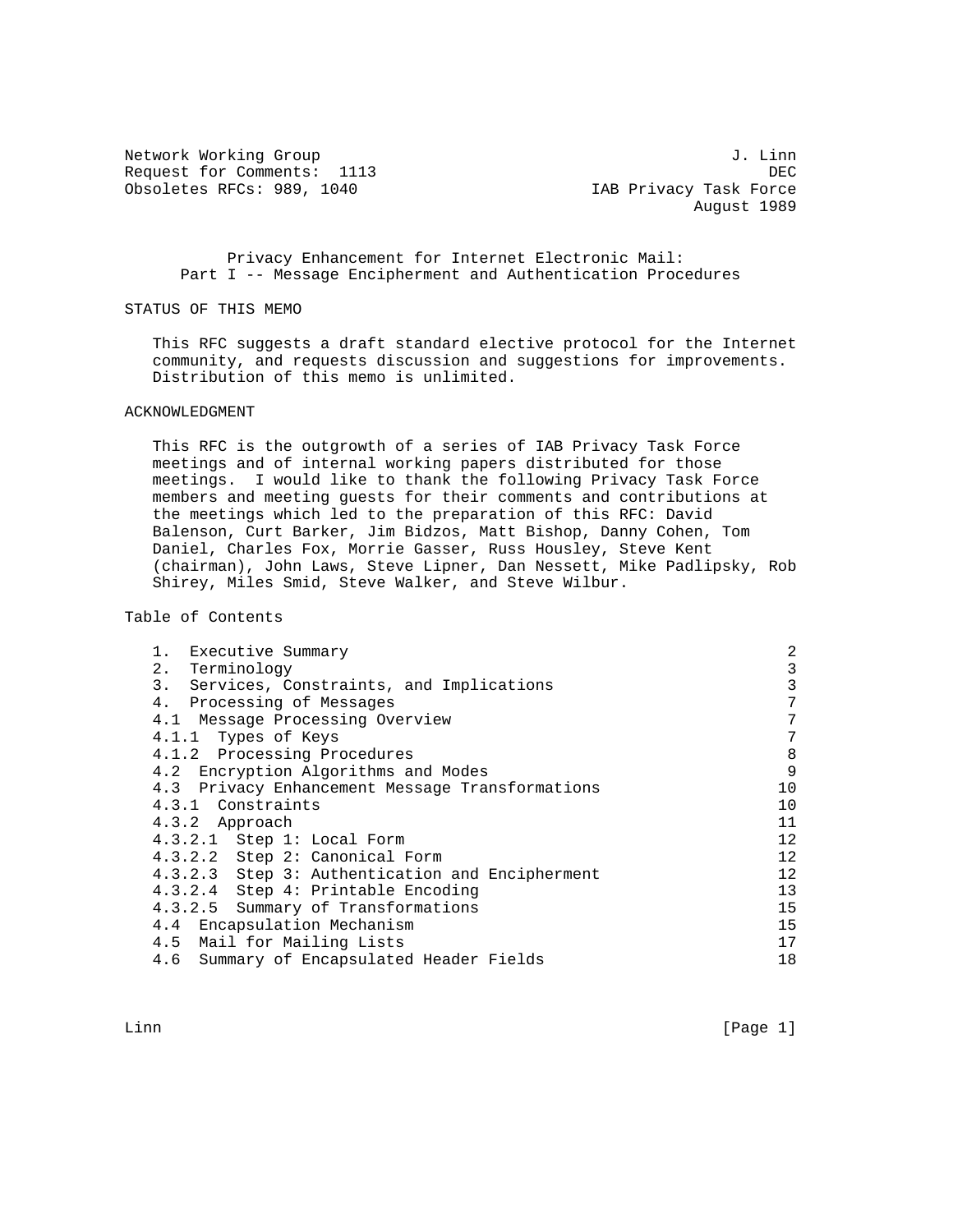Network Working Group J. Linn
Request for Comments: 1113 DEC
Obsoletes RFCs: 989, 1040 IAB Privacy Task Force
August 1989

# Privacy Enhancement for Internet Electronic Mail: Part I -- Message Encipherment and Authentication Procedures

## STATUS OF THIS MEMO

This RFC suggests a draft standard elective protocol for the Internet community, and requests discussion and suggestions for improvements. Distribution of this memo is unlimited.

## ACKNOWLEDGMENT

This RFC is the outgrowth of a series of IAB Privacy Task Force meetings and of internal working papers distributed for those meetings. I would like to thank the following Privacy Task Force members and meeting guests for their comments and contributions at the meetings which led to the preparation of this RFC: David Balenson, Curt Barker, Jim Bidzos, Matt Bishop, Danny Cohen, Tom Daniel, Charles Fox, Morrie Gasser, Russ Housley, Steve Kent (chairman), John Laws, Steve Lipner, Dan Nessett, Mike Padlipsky, Rob Shirey, Miles Smid, Steve Walker, and Steve Wilbur.

## Table of Contents

| Section | Page |
|---|---|
| 1. Executive Summary | 2 |
| 2. Terminology | 3 |
| 3. Services, Constraints, and Implications | 3 |
| 4. Processing of Messages | 7 |
| 4.1 Message Processing Overview | 7 |
| 4.1.1 Types of Keys | 7 |
| 4.1.2 Processing Procedures | 8 |
| 4.2 Encryption Algorithms and Modes | 9 |
| 4.3 Privacy Enhancement Message Transformations | 10 |
| 4.3.1 Constraints | 10 |
| 4.3.2 Approach | 11 |
| 4.3.2.1 Step 1: Local Form | 12 |
| 4.3.2.2 Step 2: Canonical Form | 12 |
| 4.3.2.3 Step 3: Authentication and Encipherment | 12 |
| 4.3.2.4 Step 4: Printable Encoding | 13 |
| 4.3.2.5 Summary of Transformations | 15 |
| 4.4 Encapsulation Mechanism | 15 |
| 4.5 Mail for Mailing Lists | 17 |
| 4.6 Summary of Encapsulated Header Fields | 18 |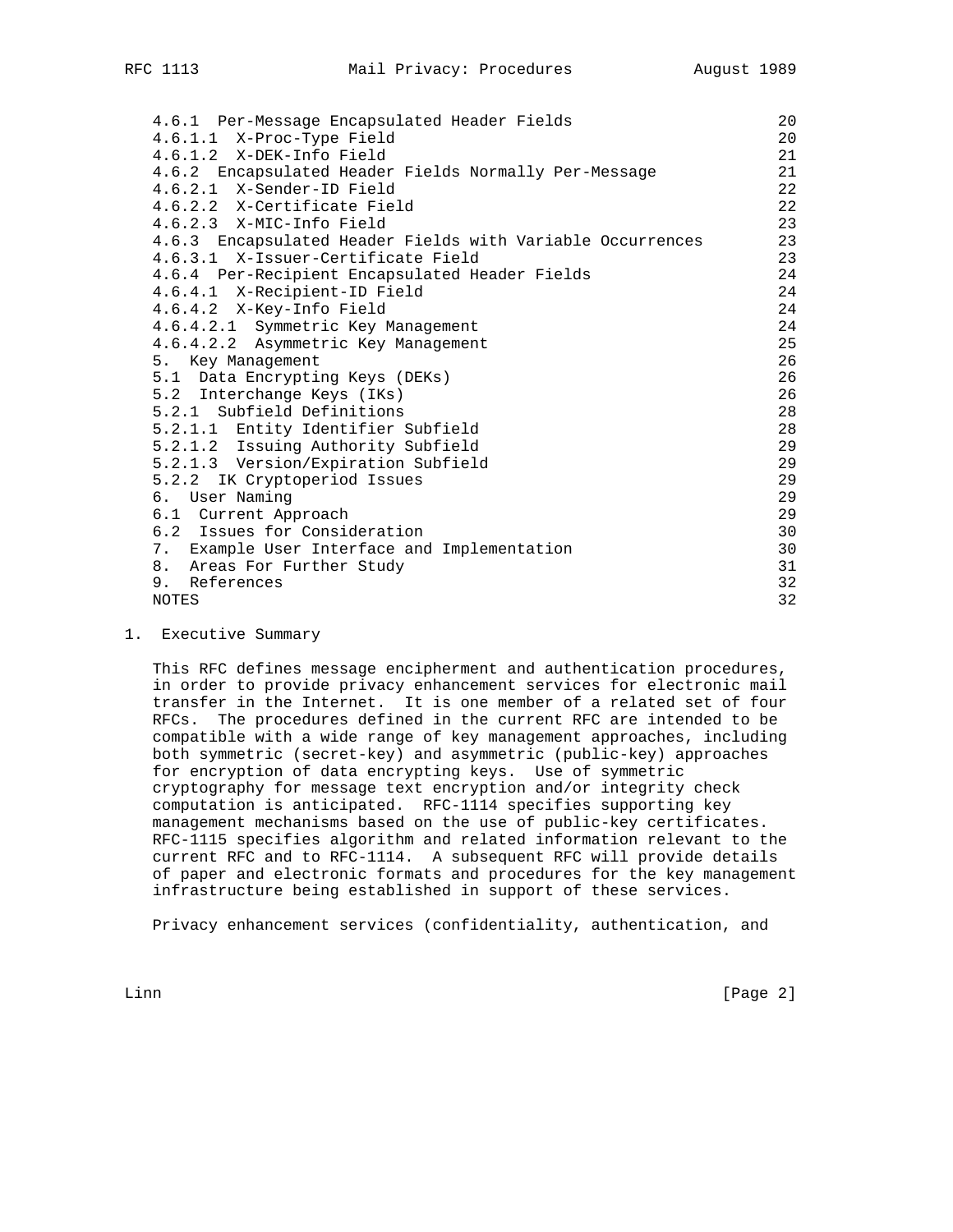| | |
|---|---|
| 4.6.1  Per-Message Encapsulated Header Fields | 20 |
| 4.6.1.1  X-Proc-Type Field | 20 |
| 4.6.1.2  X-DEK-Info Field | 21 |
| 4.6.2  Encapsulated Header Fields Normally Per-Message | 21 |
| 4.6.2.1  X-Sender-ID Field | 22 |
| 4.6.2.2  X-Certificate Field | 22 |
| 4.6.2.3  X-MIC-Info Field | 23 |
| 4.6.3  Encapsulated Header Fields with Variable Occurrences | 23 |
| 4.6.3.1  X-Issuer-Certificate Field | 23 |
| 4.6.4  Per-Recipient Encapsulated Header Fields | 24 |
| 4.6.4.1  X-Recipient-ID Field | 24 |
| 4.6.4.2  X-Key-Info Field | 24 |
| 4.6.4.2.1  Symmetric Key Management | 24 |
| 4.6.4.2.2  Asymmetric Key Management | 25 |
| 5.  Key Management | 26 |
| 5.1  Data Encrypting Keys (DEKs) | 26 |
| 5.2  Interchange Keys (IKs) | 26 |
| 5.2.1  Subfield Definitions | 28 |
| 5.2.1.1  Entity Identifier Subfield | 28 |
| 5.2.1.2  Issuing Authority Subfield | 29 |
| 5.2.1.3  Version/Expiration Subfield | 29 |
| 5.2.2  IK Cryptoperiod Issues | 29 |
| 6.  User Naming | 29 |
| 6.1  Current Approach | 29 |
| 6.2  Issues for Consideration | 30 |
| 7.  Example User Interface and Implementation | 30 |
| 8.  Areas For Further Study | 31 |
| 9.  References | 32 |
| NOTES | 32 |

# 1. Executive Summary

This RFC defines message encipherment and authentication procedures, in order to provide privacy enhancement services for electronic mail transfer in the Internet. It is one member of a related set of four RFCs. The procedures defined in the current RFC are intended to be compatible with a wide range of key management approaches, including both symmetric (secret-key) and asymmetric (public-key) approaches for encryption of data encrypting keys. Use of symmetric cryptography for message text encryption and/or integrity check computation is anticipated. RFC-1114 specifies supporting key management mechanisms based on the use of public-key certificates. RFC-1115 specifies algorithm and related information relevant to the current RFC and to RFC-1114. A subsequent RFC will provide details of paper and electronic formats and procedures for the key management infrastructure being established in support of these services.

Privacy enhancement services (confidentiality, authentication, and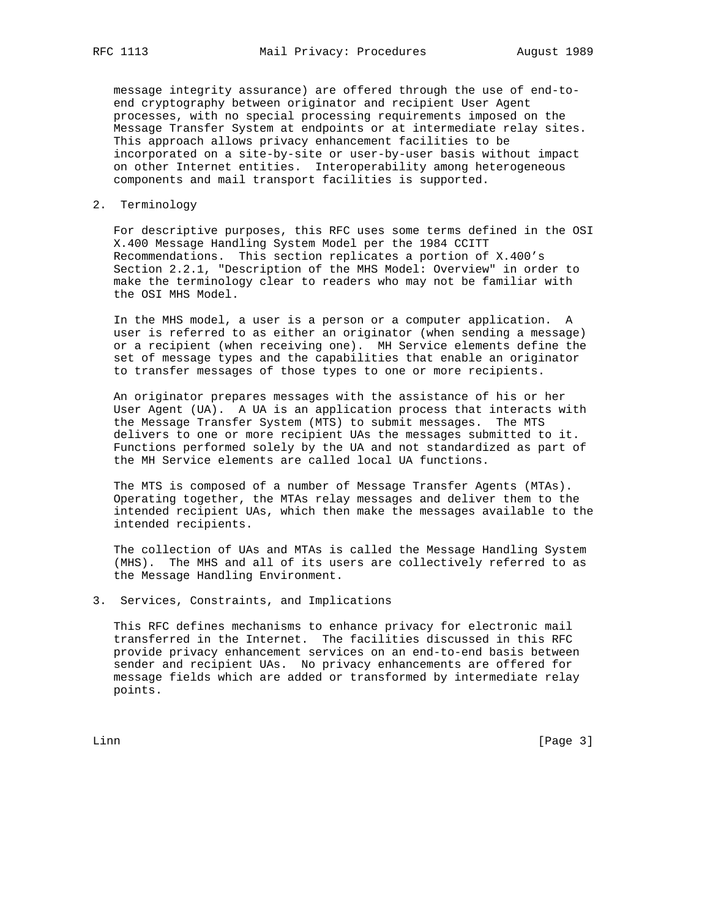message integrity assurance) are offered through the use of end-to-end cryptography between originator and recipient User Agent processes, with no special processing requirements imposed on the Message Transfer System at endpoints or at intermediate relay sites. This approach allows privacy enhancement facilities to be incorporated on a site-by-site or user-by-user basis without impact on other Internet entities. Interoperability among heterogeneous components and mail transport facilities is supported.

## 2. Terminology

For descriptive purposes, this RFC uses some terms defined in the OSI X.400 Message Handling System Model per the 1984 CCITT Recommendations. This section replicates a portion of X.400's Section 2.2.1, "Description of the MHS Model: Overview" in order to make the terminology clear to readers who may not be familiar with the OSI MHS Model.

In the MHS model, a user is a person or a computer application. A user is referred to as either an originator (when sending a message) or a recipient (when receiving one). MH Service elements define the set of message types and the capabilities that enable an originator to transfer messages of those types to one or more recipients.

An originator prepares messages with the assistance of his or her User Agent (UA). A UA is an application process that interacts with the Message Transfer System (MTS) to submit messages. The MTS delivers to one or more recipient UAs the messages submitted to it. Functions performed solely by the UA and not standardized as part of the MH Service elements are called local UA functions.

The MTS is composed of a number of Message Transfer Agents (MTAs). Operating together, the MTAs relay messages and deliver them to the intended recipient UAs, which then make the messages available to the intended recipients.

The collection of UAs and MTAs is called the Message Handling System (MHS). The MHS and all of its users are collectively referred to as the Message Handling Environment.

## 3. Services, Constraints, and Implications

This RFC defines mechanisms to enhance privacy for electronic mail transferred in the Internet. The facilities discussed in this RFC provide privacy enhancement services on an end-to-end basis between sender and recipient UAs. No privacy enhancements are offered for message fields which are added or transformed by intermediate relay points.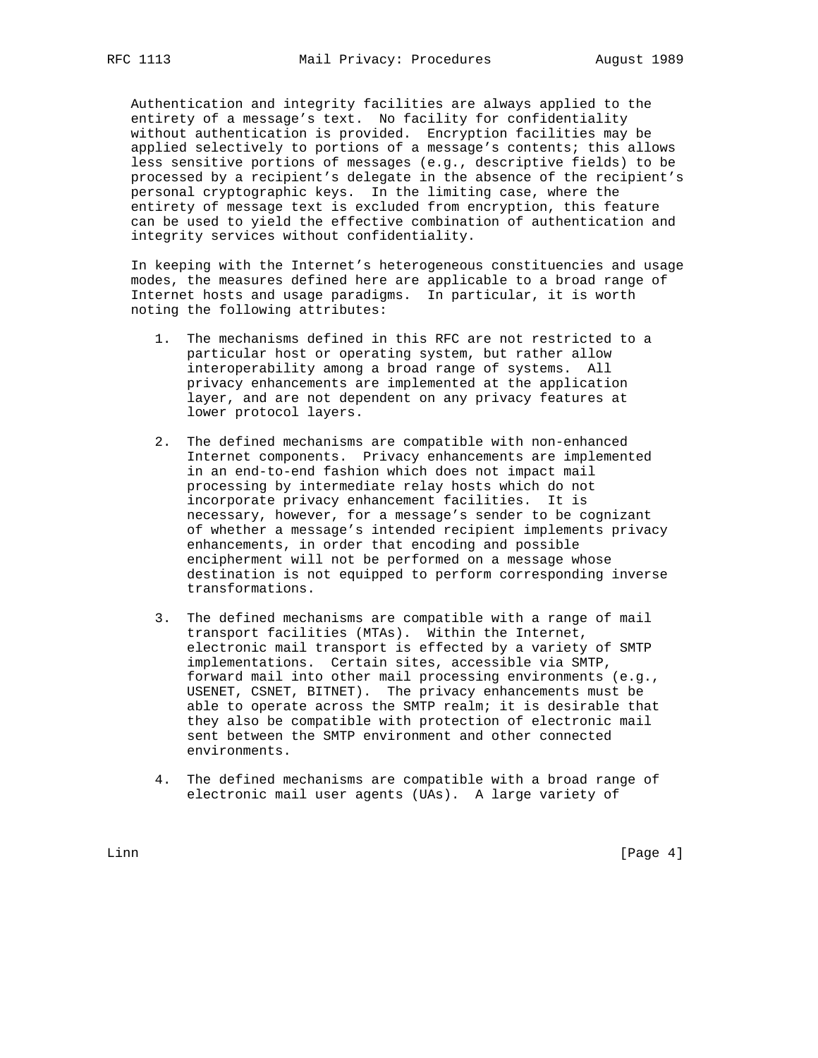Authentication and integrity facilities are always applied to the entirety of a message's text. No facility for confidentiality without authentication is provided. Encryption facilities may be applied selectively to portions of a message's contents; this allows less sensitive portions of messages (e.g., descriptive fields) to be processed by a recipient's delegate in the absence of the recipient's personal cryptographic keys. In the limiting case, where the entirety of message text is excluded from encryption, this feature can be used to yield the effective combination of authentication and integrity services without confidentiality.

In keeping with the Internet's heterogeneous constituencies and usage modes, the measures defined here are applicable to a broad range of Internet hosts and usage paradigms. In particular, it is worth noting the following attributes:

1. The mechanisms defined in this RFC are not restricted to a particular host or operating system, but rather allow interoperability among a broad range of systems. All privacy enhancements are implemented at the application layer, and are not dependent on any privacy features at lower protocol layers.

2. The defined mechanisms are compatible with non-enhanced Internet components. Privacy enhancements are implemented in an end-to-end fashion which does not impact mail processing by intermediate relay hosts which do not incorporate privacy enhancement facilities. It is necessary, however, for a message's sender to be cognizant of whether a message's intended recipient implements privacy enhancements, in order that encoding and possible encipherment will not be performed on a message whose destination is not equipped to perform corresponding inverse transformations.

3. The defined mechanisms are compatible with a range of mail transport facilities (MTAs). Within the Internet, electronic mail transport is effected by a variety of SMTP implementations. Certain sites, accessible via SMTP, forward mail into other mail processing environments (e.g., USENET, CSNET, BITNET). The privacy enhancements must be able to operate across the SMTP realm; it is desirable that they also be compatible with protection of electronic mail sent between the SMTP environment and other connected environments.

4. The defined mechanisms are compatible with a broad range of electronic mail user agents (UAs). A large variety of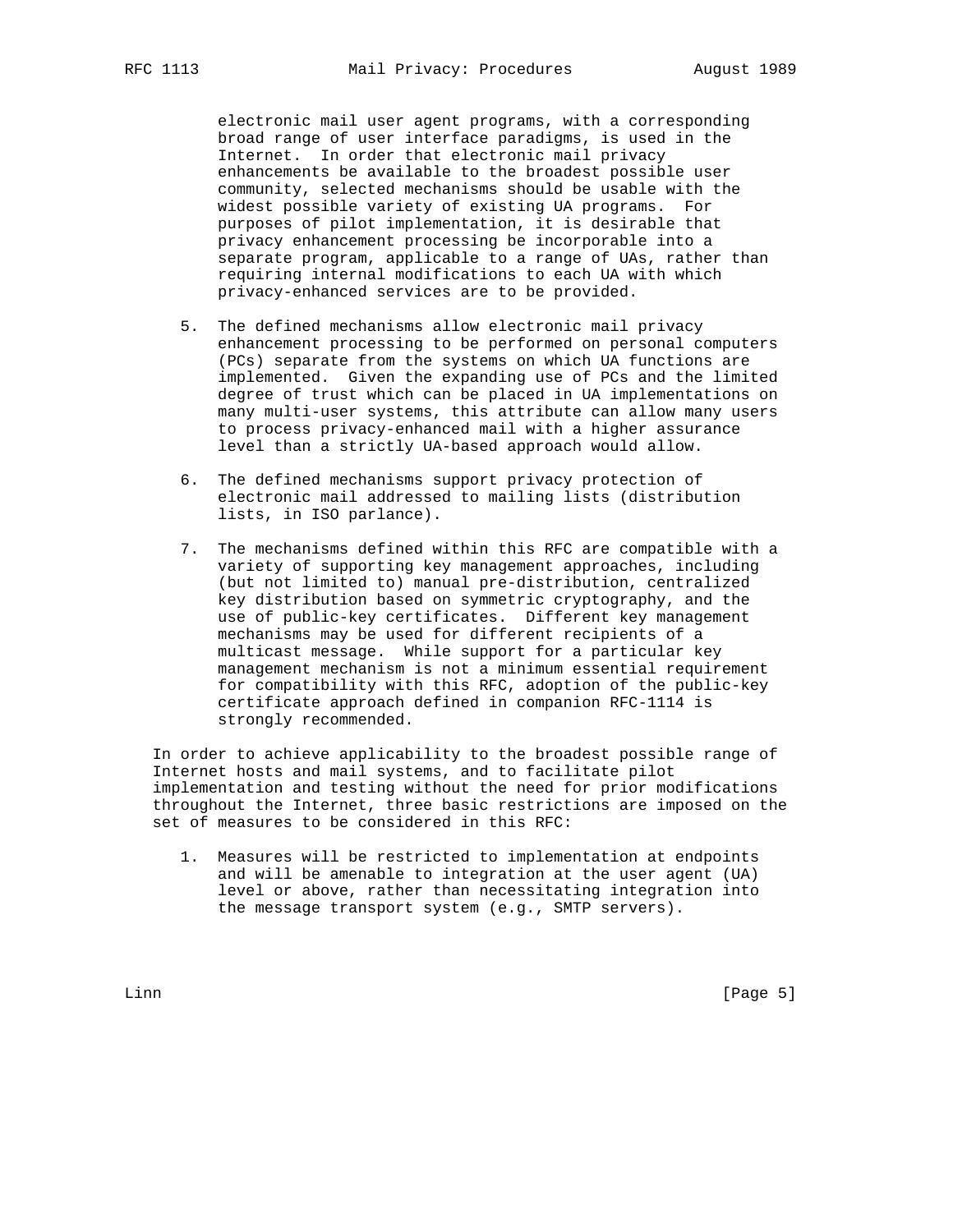electronic mail user agent programs, with a corresponding broad range of user interface paradigms, is used in the Internet. In order that electronic mail privacy enhancements be available to the broadest possible user community, selected mechanisms should be usable with the widest possible variety of existing UA programs. For purposes of pilot implementation, it is desirable that privacy enhancement processing be incorporable into a separate program, applicable to a range of UAs, rather than requiring internal modifications to each UA with which privacy-enhanced services are to be provided.

5. The defined mechanisms allow electronic mail privacy enhancement processing to be performed on personal computers (PCs) separate from the systems on which UA functions are implemented. Given the expanding use of PCs and the limited degree of trust which can be placed in UA implementations on many multi-user systems, this attribute can allow many users to process privacy-enhanced mail with a higher assurance level than a strictly UA-based approach would allow.

6. The defined mechanisms support privacy protection of electronic mail addressed to mailing lists (distribution lists, in ISO parlance).

7. The mechanisms defined within this RFC are compatible with a variety of supporting key management approaches, including (but not limited to) manual pre-distribution, centralized key distribution based on symmetric cryptography, and the use of public-key certificates. Different key management mechanisms may be used for different recipients of a multicast message. While support for a particular key management mechanism is not a minimum essential requirement for compatibility with this RFC, adoption of the public-key certificate approach defined in companion RFC-1114 is strongly recommended.

In order to achieve applicability to the broadest possible range of Internet hosts and mail systems, and to facilitate pilot implementation and testing without the need for prior modifications throughout the Internet, three basic restrictions are imposed on the set of measures to be considered in this RFC:

1. Measures will be restricted to implementation at endpoints and will be amenable to integration at the user agent (UA) level or above, rather than necessitating integration into the message transport system (e.g., SMTP servers).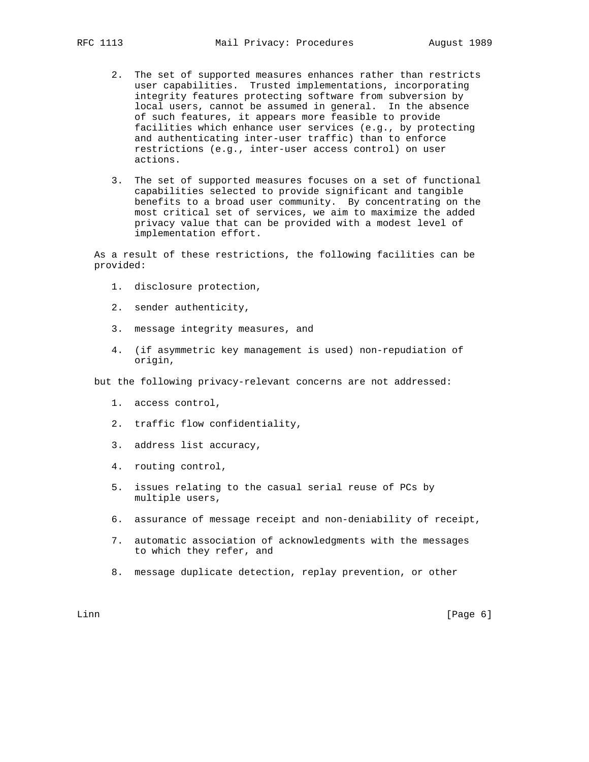2. The set of supported measures enhances rather than restricts user capabilities. Trusted implementations, incorporating integrity features protecting software from subversion by local users, cannot be assumed in general. In the absence of such features, it appears more feasible to provide facilities which enhance user services (e.g., by protecting and authenticating inter-user traffic) than to enforce restrictions (e.g., inter-user access control) on user actions.

3. The set of supported measures focuses on a set of functional capabilities selected to provide significant and tangible benefits to a broad user community. By concentrating on the most critical set of services, we aim to maximize the added privacy value that can be provided with a modest level of implementation effort.

As a result of these restrictions, the following facilities can be provided:

1. disclosure protection,

2. sender authenticity,

3. message integrity measures, and

4. (if asymmetric key management is used) non-repudiation of origin,

but the following privacy-relevant concerns are not addressed:

1. access control,

2. traffic flow confidentiality,

3. address list accuracy,

4. routing control,

5. issues relating to the casual serial reuse of PCs by multiple users,

6. assurance of message receipt and non-deniability of receipt,

7. automatic association of acknowledgments with the messages to which they refer, and

8. message duplicate detection, replay prevention, or other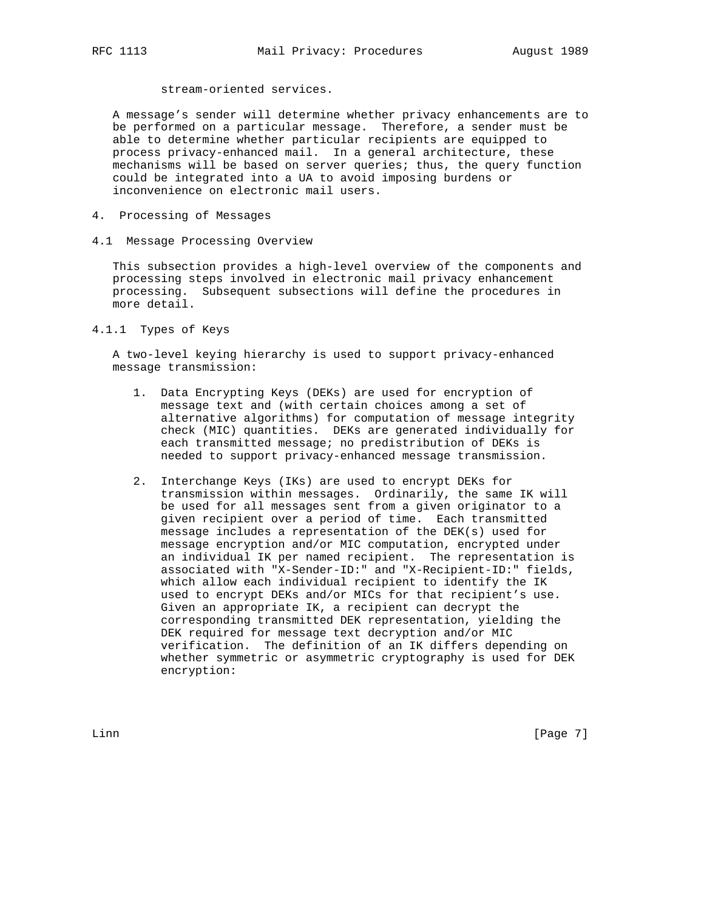stream-oriented services.

A message's sender will determine whether privacy enhancements are to be performed on a particular message. Therefore, a sender must be able to determine whether particular recipients are equipped to process privacy-enhanced mail. In a general architecture, these mechanisms will be based on server queries; thus, the query function could be integrated into a UA to avoid imposing burdens or inconvenience on electronic mail users.

## 4. Processing of Messages

### 4.1 Message Processing Overview

This subsection provides a high-level overview of the components and processing steps involved in electronic mail privacy enhancement processing. Subsequent subsections will define the procedures in more detail.

#### 4.1.1 Types of Keys

A two-level keying hierarchy is used to support privacy-enhanced message transmission:

1. Data Encrypting Keys (DEKs) are used for encryption of message text and (with certain choices among a set of alternative algorithms) for computation of message integrity check (MIC) quantities. DEKs are generated individually for each transmitted message; no predistribution of DEKs is needed to support privacy-enhanced message transmission.

2. Interchange Keys (IKs) are used to encrypt DEKs for transmission within messages. Ordinarily, the same IK will be used for all messages sent from a given originator to a given recipient over a period of time. Each transmitted message includes a representation of the DEK(s) used for message encryption and/or MIC computation, encrypted under an individual IK per named recipient. The representation is associated with "X-Sender-ID:" and "X-Recipient-ID:" fields, which allow each individual recipient to identify the IK used to encrypt DEKs and/or MICs for that recipient's use. Given an appropriate IK, a recipient can decrypt the corresponding transmitted DEK representation, yielding the DEK required for message text decryption and/or MIC verification. The definition of an IK differs depending on whether symmetric or asymmetric cryptography is used for DEK encryption: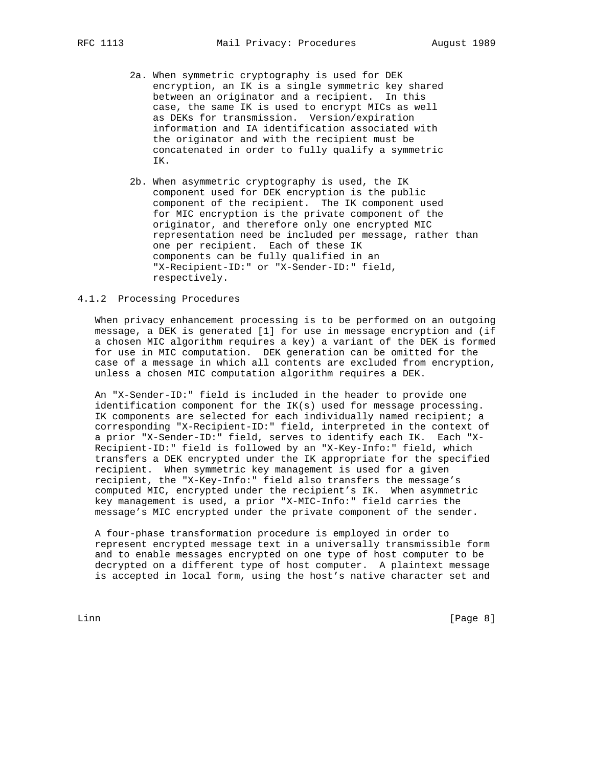2a. When symmetric cryptography is used for DEK encryption, an IK is a single symmetric key shared between an originator and a recipient. In this case, the same IK is used to encrypt MICs as well as DEKs for transmission. Version/expiration information and IA identification associated with the originator and with the recipient must be concatenated in order to fully qualify a symmetric IK.

2b. When asymmetric cryptography is used, the IK component used for DEK encryption is the public component of the recipient. The IK component used for MIC encryption is the private component of the originator, and therefore only one encrypted MIC representation need be included per message, rather than one per recipient. Each of these IK components can be fully qualified in an "X-Recipient-ID:" or "X-Sender-ID:" field, respectively.

### 4.1.2 Processing Procedures

When privacy enhancement processing is to be performed on an outgoing message, a DEK is generated [1] for use in message encryption and (if a chosen MIC algorithm requires a key) a variant of the DEK is formed for use in MIC computation. DEK generation can be omitted for the case of a message in which all contents are excluded from encryption, unless a chosen MIC computation algorithm requires a DEK.

An "X-Sender-ID:" field is included in the header to provide one identification component for the IK(s) used for message processing. IK components are selected for each individually named recipient; a corresponding "X-Recipient-ID:" field, interpreted in the context of a prior "X-Sender-ID:" field, serves to identify each IK. Each "X-Recipient-ID:" field is followed by an "X-Key-Info:" field, which transfers a DEK encrypted under the IK appropriate for the specified recipient. When symmetric key management is used for a given recipient, the "X-Key-Info:" field also transfers the message's computed MIC, encrypted under the recipient's IK. When asymmetric key management is used, a prior "X-MIC-Info:" field carries the message's MIC encrypted under the private component of the sender.

A four-phase transformation procedure is employed in order to represent encrypted message text in a universally transmissible form and to enable messages encrypted on one type of host computer to be decrypted on a different type of host computer. A plaintext message is accepted in local form, using the host's native character set and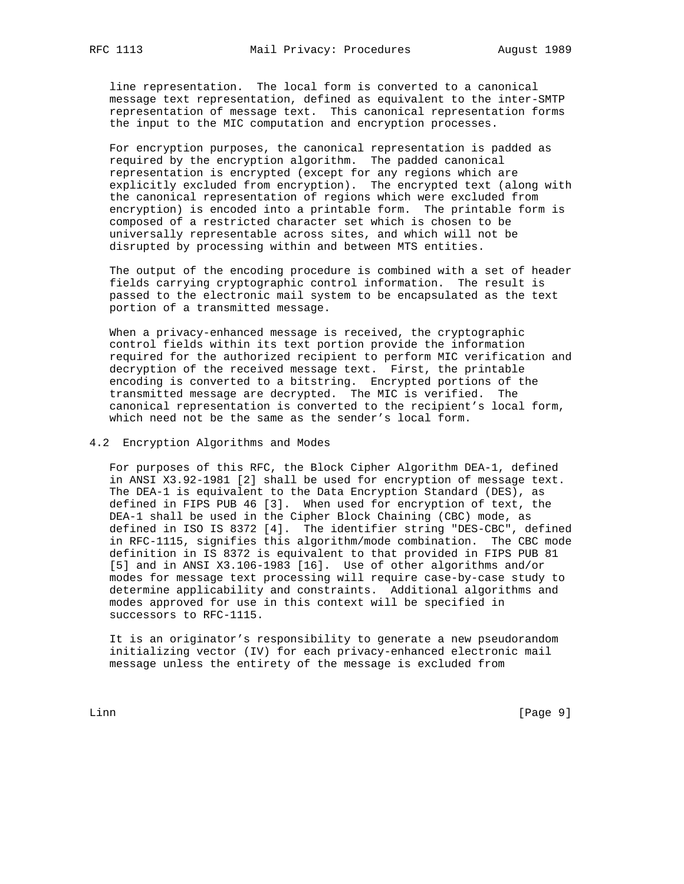line representation. The local form is converted to a canonical message text representation, defined as equivalent to the inter-SMTP representation of message text. This canonical representation forms the input to the MIC computation and encryption processes.

For encryption purposes, the canonical representation is padded as required by the encryption algorithm. The padded canonical representation is encrypted (except for any regions which are explicitly excluded from encryption). The encrypted text (along with the canonical representation of regions which were excluded from encryption) is encoded into a printable form. The printable form is composed of a restricted character set which is chosen to be universally representable across sites, and which will not be disrupted by processing within and between MTS entities.

The output of the encoding procedure is combined with a set of header fields carrying cryptographic control information. The result is passed to the electronic mail system to be encapsulated as the text portion of a transmitted message.

When a privacy-enhanced message is received, the cryptographic control fields within its text portion provide the information required for the authorized recipient to perform MIC verification and decryption of the received message text. First, the printable encoding is converted to a bitstring. Encrypted portions of the transmitted message are decrypted. The MIC is verified. The canonical representation is converted to the recipient's local form, which need not be the same as the sender's local form.

## 4.2 Encryption Algorithms and Modes

For purposes of this RFC, the Block Cipher Algorithm DEA-1, defined in ANSI X3.92-1981 [2] shall be used for encryption of message text. The DEA-1 is equivalent to the Data Encryption Standard (DES), as defined in FIPS PUB 46 [3]. When used for encryption of text, the DEA-1 shall be used in the Cipher Block Chaining (CBC) mode, as defined in ISO IS 8372 [4]. The identifier string "DES-CBC", defined in RFC-1115, signifies this algorithm/mode combination. The CBC mode definition in IS 8372 is equivalent to that provided in FIPS PUB 81 [5] and in ANSI X3.106-1983 [16]. Use of other algorithms and/or modes for message text processing will require case-by-case study to determine applicability and constraints. Additional algorithms and modes approved for use in this context will be specified in successors to RFC-1115.

It is an originator's responsibility to generate a new pseudorandom initializing vector (IV) for each privacy-enhanced electronic mail message unless the entirety of the message is excluded from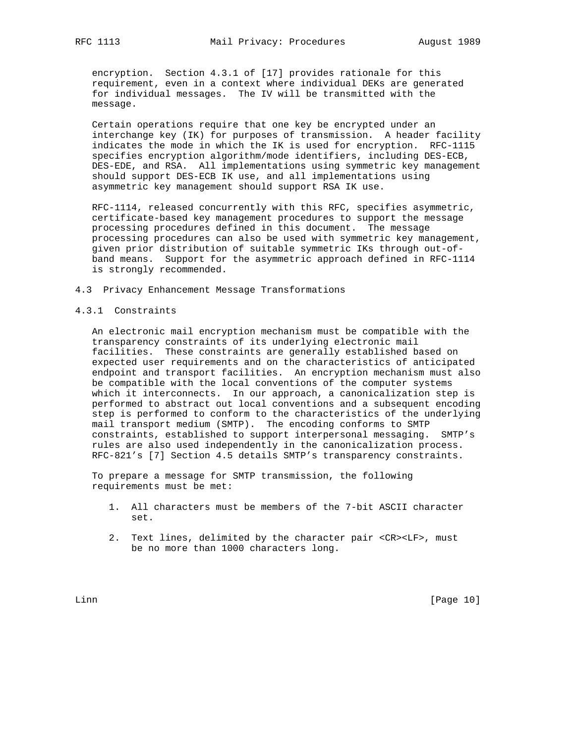encryption. Section 4.3.1 of [17] provides rationale for this requirement, even in a context where individual DEKs are generated for individual messages. The IV will be transmitted with the message.

Certain operations require that one key be encrypted under an interchange key (IK) for purposes of transmission. A header facility indicates the mode in which the IK is used for encryption. RFC-1115 specifies encryption algorithm/mode identifiers, including DES-ECB, DES-EDE, and RSA. All implementations using symmetric key management should support DES-ECB IK use, and all implementations using asymmetric key management should support RSA IK use.

RFC-1114, released concurrently with this RFC, specifies asymmetric, certificate-based key management procedures to support the message processing procedures defined in this document. The message processing procedures can also be used with symmetric key management, given prior distribution of suitable symmetric IKs through out-of-band means. Support for the asymmetric approach defined in RFC-1114 is strongly recommended.

## 4.3 Privacy Enhancement Message Transformations

### 4.3.1 Constraints

An electronic mail encryption mechanism must be compatible with the transparency constraints of its underlying electronic mail facilities. These constraints are generally established based on expected user requirements and on the characteristics of anticipated endpoint and transport facilities. An encryption mechanism must also be compatible with the local conventions of the computer systems which it interconnects. In our approach, a canonicalization step is performed to abstract out local conventions and a subsequent encoding step is performed to conform to the characteristics of the underlying mail transport medium (SMTP). The encoding conforms to SMTP constraints, established to support interpersonal messaging. SMTP's rules are also used independently in the canonicalization process. RFC-821's [7] Section 4.5 details SMTP's transparency constraints.

To prepare a message for SMTP transmission, the following requirements must be met:

1. All characters must be members of the 7-bit ASCII character set.

2. Text lines, delimited by the character pair <CR><LF>, must be no more than 1000 characters long.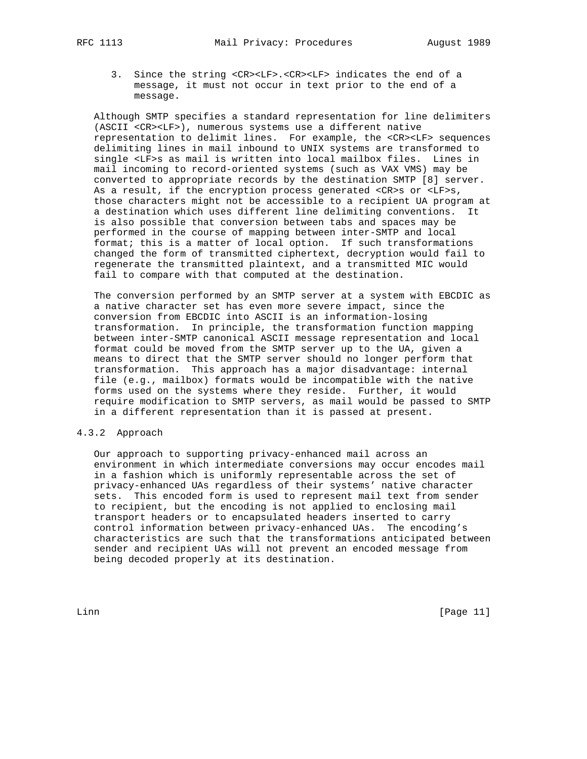3. Since the string <CR><LF>.<CR><LF> indicates the end of a message, it must not occur in text prior to the end of a message.

Although SMTP specifies a standard representation for line delimiters (ASCII <CR><LF>), numerous systems use a different native representation to delimit lines. For example, the <CR><LF> sequences delimiting lines in mail inbound to UNIX systems are transformed to single <LF>s as mail is written into local mailbox files. Lines in mail incoming to record-oriented systems (such as VAX VMS) may be converted to appropriate records by the destination SMTP [8] server. As a result, if the encryption process generated <CR>s or <LF>s, those characters might not be accessible to a recipient UA program at a destination which uses different line delimiting conventions. It is also possible that conversion between tabs and spaces may be performed in the course of mapping between inter-SMTP and local format; this is a matter of local option. If such transformations changed the form of transmitted ciphertext, decryption would fail to regenerate the transmitted plaintext, and a transmitted MIC would fail to compare with that computed at the destination.

The conversion performed by an SMTP server at a system with EBCDIC as a native character set has even more severe impact, since the conversion from EBCDIC into ASCII is an information-losing transformation. In principle, the transformation function mapping between inter-SMTP canonical ASCII message representation and local format could be moved from the SMTP server up to the UA, given a means to direct that the SMTP server should no longer perform that transformation. This approach has a major disadvantage: internal file (e.g., mailbox) formats would be incompatible with the native forms used on the systems where they reside. Further, it would require modification to SMTP servers, as mail would be passed to SMTP in a different representation than it is passed at present.

### 4.3.2 Approach

Our approach to supporting privacy-enhanced mail across an environment in which intermediate conversions may occur encodes mail in a fashion which is uniformly representable across the set of privacy-enhanced UAs regardless of their systems' native character sets. This encoded form is used to represent mail text from sender to recipient, but the encoding is not applied to enclosing mail transport headers or to encapsulated headers inserted to carry control information between privacy-enhanced UAs. The encoding's characteristics are such that the transformations anticipated between sender and recipient UAs will not prevent an encoded message from being decoded properly at its destination.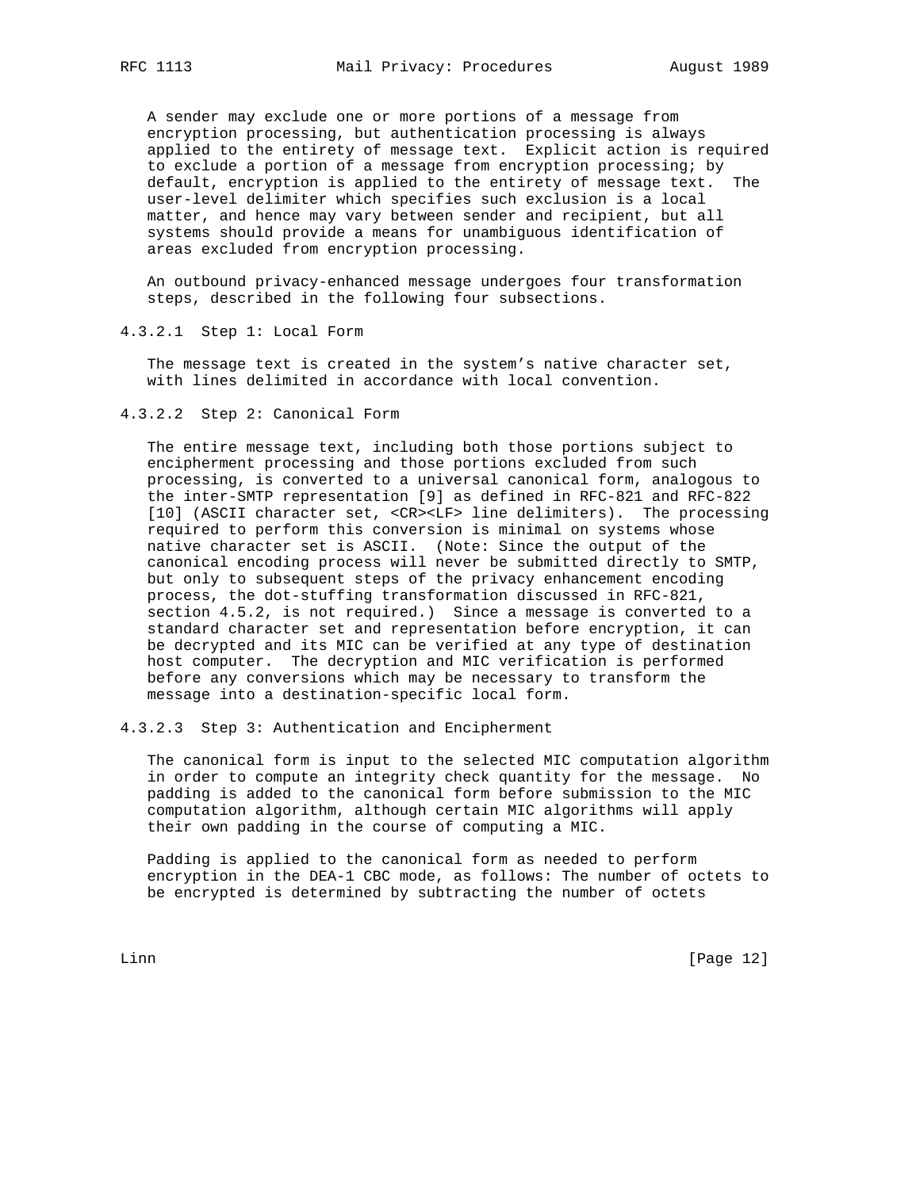A sender may exclude one or more portions of a message from encryption processing, but authentication processing is always applied to the entirety of message text. Explicit action is required to exclude a portion of a message from encryption processing; by default, encryption is applied to the entirety of message text. The user-level delimiter which specifies such exclusion is a local matter, and hence may vary between sender and recipient, but all systems should provide a means for unambiguous identification of areas excluded from encryption processing.

An outbound privacy-enhanced message undergoes four transformation steps, described in the following four subsections.

#### 4.3.2.1 Step 1: Local Form

The message text is created in the system's native character set, with lines delimited in accordance with local convention.

#### 4.3.2.2 Step 2: Canonical Form

The entire message text, including both those portions subject to encipherment processing and those portions excluded from such processing, is converted to a universal canonical form, analogous to the inter-SMTP representation [9] as defined in RFC-821 and RFC-822 [10] (ASCII character set, <CR><LF> line delimiters). The processing required to perform this conversion is minimal on systems whose native character set is ASCII. (Note: Since the output of the canonical encoding process will never be submitted directly to SMTP, but only to subsequent steps of the privacy enhancement encoding process, the dot-stuffing transformation discussed in RFC-821, section 4.5.2, is not required.) Since a message is converted to a standard character set and representation before encryption, it can be decrypted and its MIC can be verified at any type of destination host computer. The decryption and MIC verification is performed before any conversions which may be necessary to transform the message into a destination-specific local form.

#### 4.3.2.3 Step 3: Authentication and Encipherment

The canonical form is input to the selected MIC computation algorithm in order to compute an integrity check quantity for the message. No padding is added to the canonical form before submission to the MIC computation algorithm, although certain MIC algorithms will apply their own padding in the course of computing a MIC.

Padding is applied to the canonical form as needed to perform encryption in the DEA-1 CBC mode, as follows: The number of octets to be encrypted is determined by subtracting the number of octets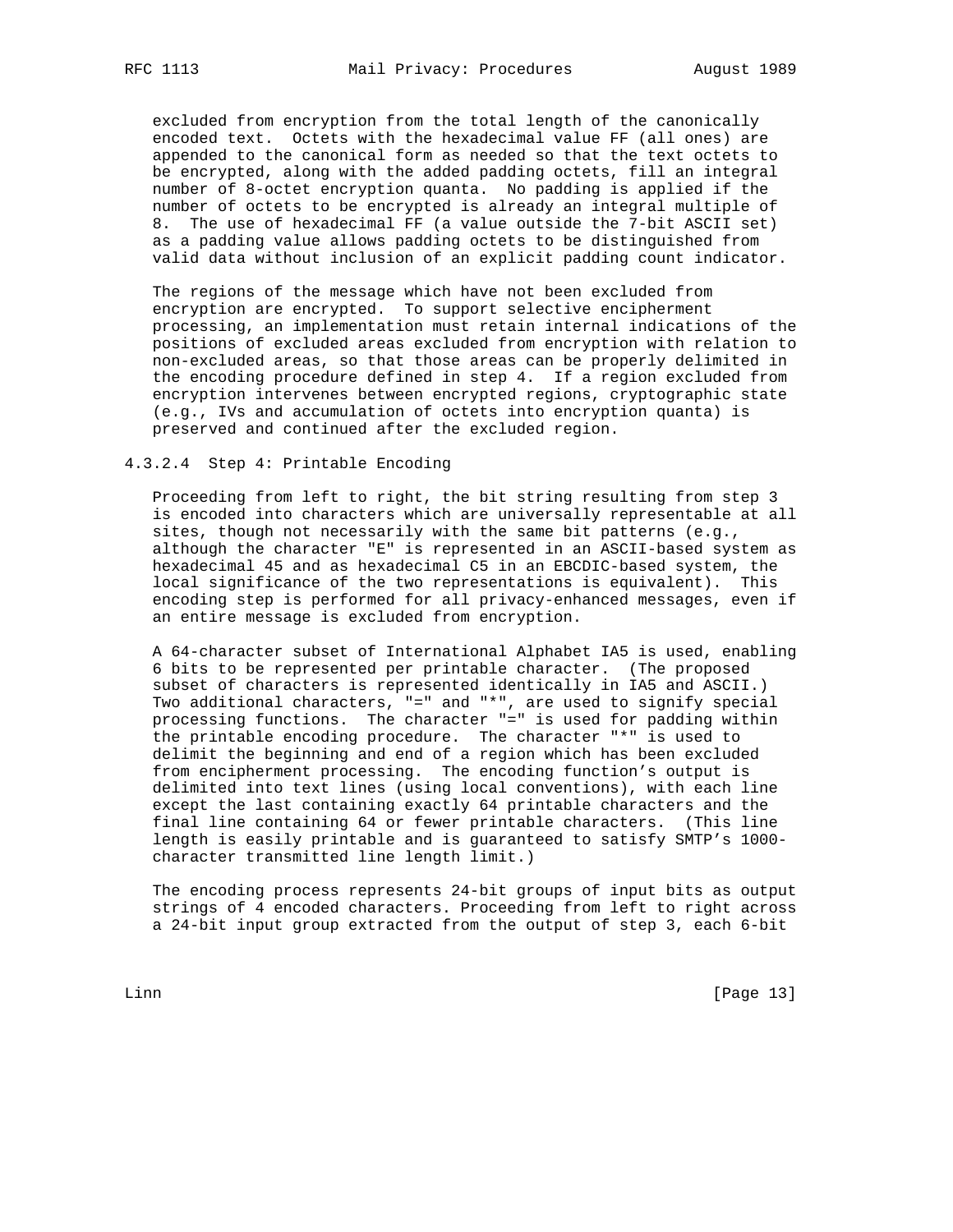excluded from encryption from the total length of the canonically encoded text. Octets with the hexadecimal value FF (all ones) are appended to the canonical form as needed so that the text octets to be encrypted, along with the added padding octets, fill an integral number of 8-octet encryption quanta. No padding is applied if the number of octets to be encrypted is already an integral multiple of 8. The use of hexadecimal FF (a value outside the 7-bit ASCII set) as a padding value allows padding octets to be distinguished from valid data without inclusion of an explicit padding count indicator.

The regions of the message which have not been excluded from encryption are encrypted. To support selective encipherment processing, an implementation must retain internal indications of the positions of excluded areas excluded from encryption with relation to non-excluded areas, so that those areas can be properly delimited in the encoding procedure defined in step 4. If a region excluded from encryption intervenes between encrypted regions, cryptographic state (e.g., IVs and accumulation of octets into encryption quanta) is preserved and continued after the excluded region.

#### 4.3.2.4 Step 4: Printable Encoding

Proceeding from left to right, the bit string resulting from step 3 is encoded into characters which are universally representable at all sites, though not necessarily with the same bit patterns (e.g., although the character "E" is represented in an ASCII-based system as hexadecimal 45 and as hexadecimal C5 in an EBCDIC-based system, the local significance of the two representations is equivalent). This encoding step is performed for all privacy-enhanced messages, even if an entire message is excluded from encryption.

A 64-character subset of International Alphabet IA5 is used, enabling 6 bits to be represented per printable character. (The proposed subset of characters is represented identically in IA5 and ASCII.) Two additional characters, "=" and "*", are used to signify special processing functions. The character "=" is used for padding within the printable encoding procedure. The character "*" is used to delimit the beginning and end of a region which has been excluded from encipherment processing. The encoding function's output is delimited into text lines (using local conventions), with each line except the last containing exactly 64 printable characters and the final line containing 64 or fewer printable characters. (This line length is easily printable and is guaranteed to satisfy SMTP's 1000-character transmitted line length limit.)

The encoding process represents 24-bit groups of input bits as output strings of 4 encoded characters. Proceeding from left to right across a 24-bit input group extracted from the output of step 3, each 6-bit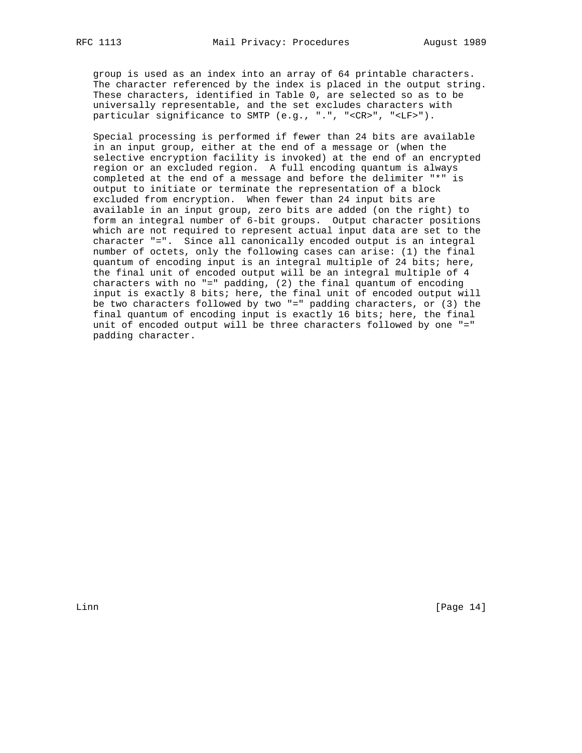group is used as an index into an array of 64 printable characters. The character referenced by the index is placed in the output string. These characters, identified in Table 0, are selected so as to be universally representable, and the set excludes characters with particular significance to SMTP (e.g., ".", "<CR>", "<LF>").

Special processing is performed if fewer than 24 bits are available in an input group, either at the end of a message or (when the selective encryption facility is invoked) at the end of an encrypted region or an excluded region. A full encoding quantum is always completed at the end of a message and before the delimiter "*" is output to initiate or terminate the representation of a block excluded from encryption. When fewer than 24 input bits are available in an input group, zero bits are added (on the right) to form an integral number of 6-bit groups. Output character positions which are not required to represent actual input data are set to the character "=". Since all canonically encoded output is an integral number of octets, only the following cases can arise: (1) the final quantum of encoding input is an integral multiple of 24 bits; here, the final unit of encoded output will be an integral multiple of 4 characters with no "=" padding, (2) the final quantum of encoding input is exactly 8 bits; here, the final unit of encoded output will be two characters followed by two "=" padding characters, or (3) the final quantum of encoding input is exactly 16 bits; here, the final unit of encoded output will be three characters followed by one "=" padding character.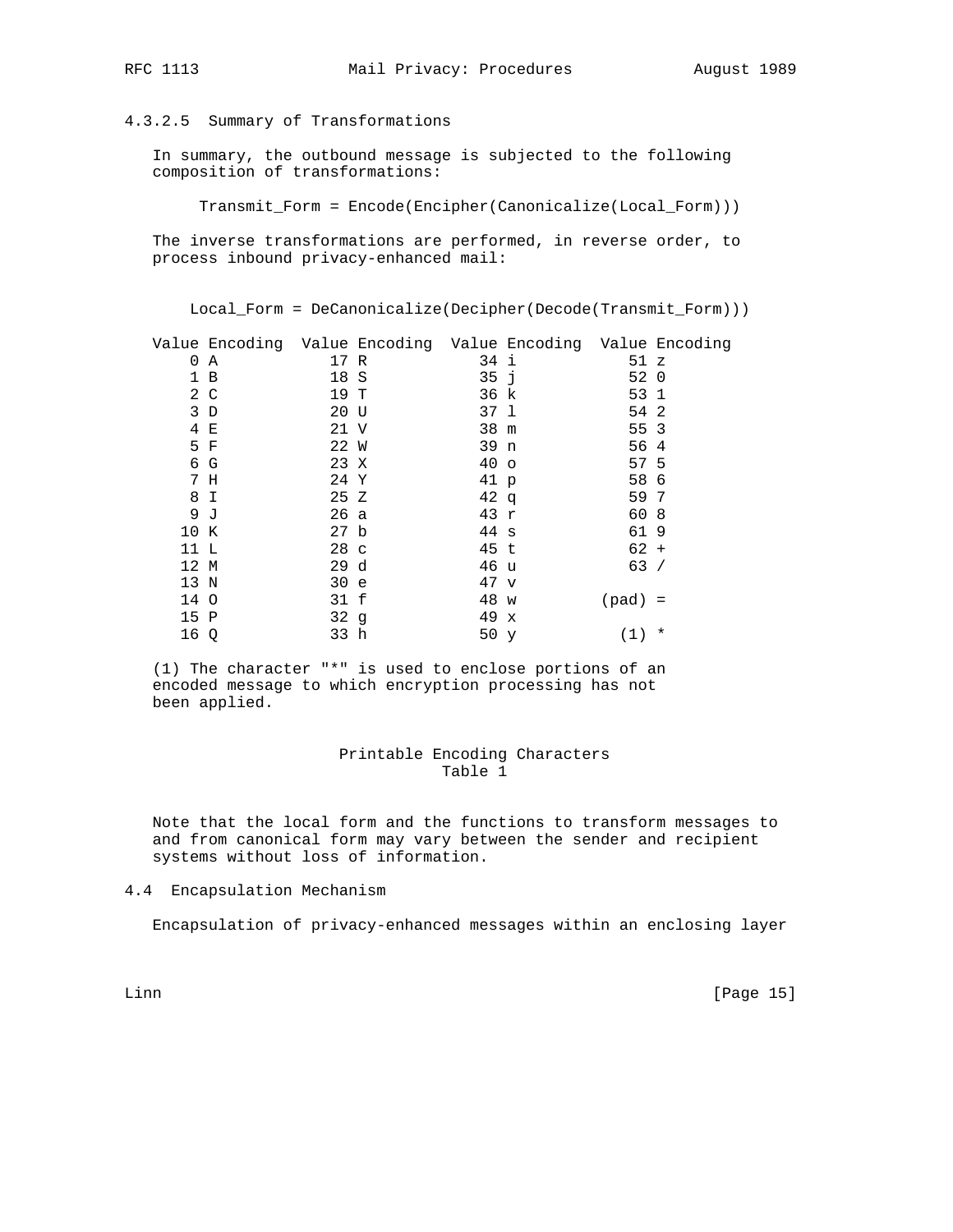#### 4.3.2.5 Summary of Transformations

In summary, the outbound message is subjected to the following composition of transformations:

```
Transmit_Form = Encode(Encipher(Canonicalize(Local_Form)))
```

The inverse transformations are performed, in reverse order, to process inbound privacy-enhanced mail:

```
Local_Form = DeCanonicalize(Decipher(Decode(Transmit_Form)))
```

| Value | Encoding | Value | Encoding | Value | Encoding | Value | Encoding |
|---|---|---|---|---|---|---|---|
| 0 | A | 17 | R | 34 | i | 51 | z |
| 1 | B | 18 | S | 35 | j | 52 | 0 |
| 2 | C | 19 | T | 36 | k | 53 | 1 |
| 3 | D | 20 | U | 37 | l | 54 | 2 |
| 4 | E | 21 | V | 38 | m | 55 | 3 |
| 5 | F | 22 | W | 39 | n | 56 | 4 |
| 6 | G | 23 | X | 40 | o | 57 | 5 |
| 7 | H | 24 | Y | 41 | p | 58 | 6 |
| 8 | I | 25 | Z | 42 | q | 59 | 7 |
| 9 | J | 26 | a | 43 | r | 60 | 8 |
| 10 | K | 27 | b | 44 | s | 61 | 9 |
| 11 | L | 28 | c | 45 | t | 62 | + |
| 12 | M | 29 | d | 46 | u | 63 | / |
| 13 | N | 30 | e | 47 | v | | |
| 14 | O | 31 | f | 48 | w | (pad) | = |
| 15 | P | 32 | g | 49 | x | | |
| 16 | Q | 33 | h | 50 | y | (1) | * |

(1) The character "*" is used to enclose portions of an encoded message to which encryption processing has not been applied.

Printable Encoding Characters
Table 1

Note that the local form and the functions to transform messages to and from canonical form may vary between the sender and recipient systems without loss of information.

### 4.4 Encapsulation Mechanism

Encapsulation of privacy-enhanced messages within an enclosing layer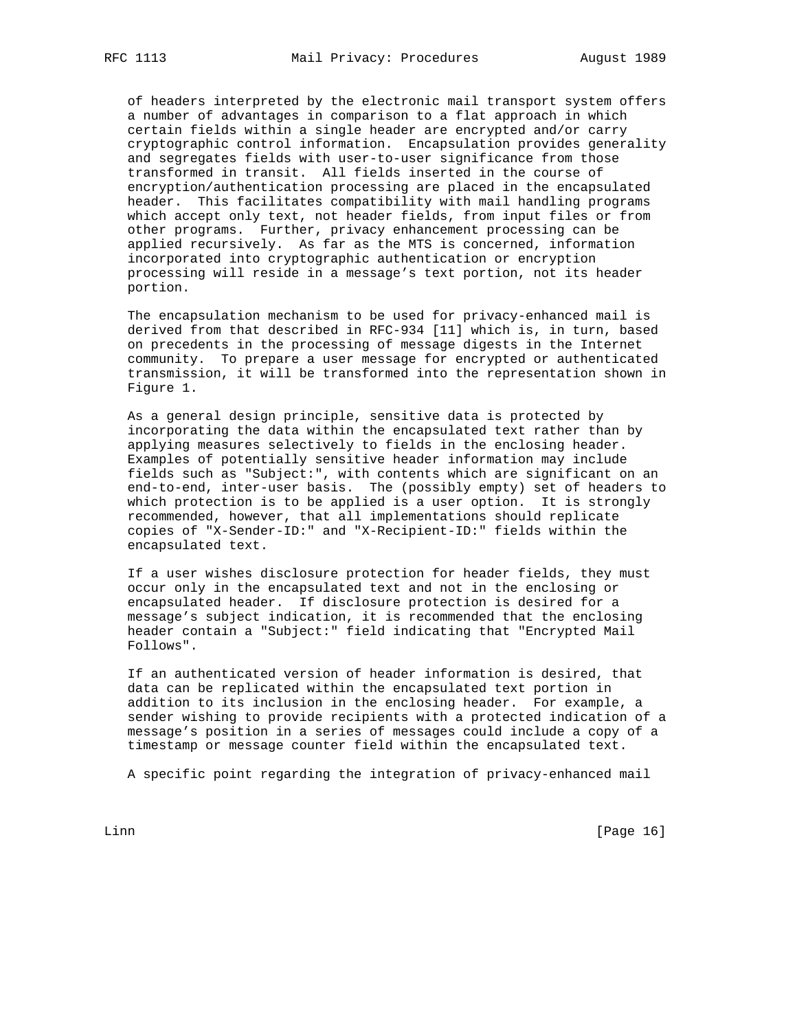of headers interpreted by the electronic mail transport system offers a number of advantages in comparison to a flat approach in which certain fields within a single header are encrypted and/or carry cryptographic control information. Encapsulation provides generality and segregates fields with user-to-user significance from those transformed in transit. All fields inserted in the course of encryption/authentication processing are placed in the encapsulated header. This facilitates compatibility with mail handling programs which accept only text, not header fields, from input files or from other programs. Further, privacy enhancement processing can be applied recursively. As far as the MTS is concerned, information incorporated into cryptographic authentication or encryption processing will reside in a message's text portion, not its header portion.

The encapsulation mechanism to be used for privacy-enhanced mail is derived from that described in RFC-934 [11] which is, in turn, based on precedents in the processing of message digests in the Internet community. To prepare a user message for encrypted or authenticated transmission, it will be transformed into the representation shown in Figure 1.

As a general design principle, sensitive data is protected by incorporating the data within the encapsulated text rather than by applying measures selectively to fields in the enclosing header. Examples of potentially sensitive header information may include fields such as "Subject:", with contents which are significant on an end-to-end, inter-user basis. The (possibly empty) set of headers to which protection is to be applied is a user option. It is strongly recommended, however, that all implementations should replicate copies of "X-Sender-ID:" and "X-Recipient-ID:" fields within the encapsulated text.

If a user wishes disclosure protection for header fields, they must occur only in the encapsulated text and not in the enclosing or encapsulated header. If disclosure protection is desired for a message's subject indication, it is recommended that the enclosing header contain a "Subject:" field indicating that "Encrypted Mail Follows".

If an authenticated version of header information is desired, that data can be replicated within the encapsulated text portion in addition to its inclusion in the enclosing header. For example, a sender wishing to provide recipients with a protected indication of a message's position in a series of messages could include a copy of a timestamp or message counter field within the encapsulated text.

A specific point regarding the integration of privacy-enhanced mail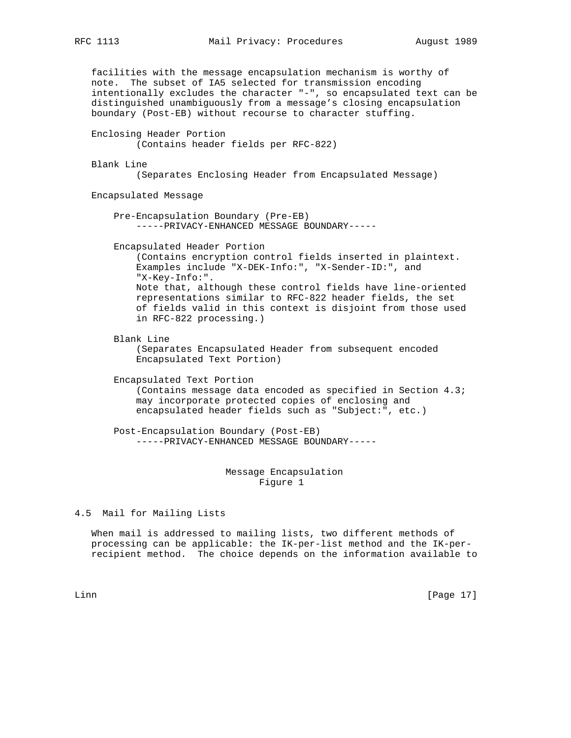facilities with the message encapsulation mechanism is worthy of note. The subset of IA5 selected for transmission encoding intentionally excludes the character "-", so encapsulated text can be distinguished unambiguously from a message's closing encapsulation boundary (Post-EB) without recourse to character stuffing.

```
   Enclosing Header Portion
           (Contains header fields per RFC-822)

   Blank Line
           (Separates Enclosing Header from Encapsulated Message)

   Encapsulated Message

       Pre-Encapsulation Boundary (Pre-EB)
           -----PRIVACY-ENHANCED MESSAGE BOUNDARY-----

       Encapsulated Header Portion
           (Contains encryption control fields inserted in plaintext.
           Examples include "X-DEK-Info:", "X-Sender-ID:", and
           "X-Key-Info:".
           Note that, although these control fields have line-oriented
           representations similar to RFC-822 header fields, the set
           of fields valid in this context is disjoint from those used
           in RFC-822 processing.)

       Blank Line
           (Separates Encapsulated Header from subsequent encoded
           Encapsulated Text Portion)

       Encapsulated Text Portion
           (Contains message data encoded as specified in Section 4.3;
           may incorporate protected copies of enclosing and
           encapsulated header fields such as "Subject:", etc.)

       Post-Encapsulation Boundary (Post-EB)
           -----PRIVACY-ENHANCED MESSAGE BOUNDARY-----
```

Message Encapsulation
Figure 1

## 4.5 Mail for Mailing Lists

When mail is addressed to mailing lists, two different methods of processing can be applicable: the IK-per-list method and the IK-per-recipient method. The choice depends on the information available to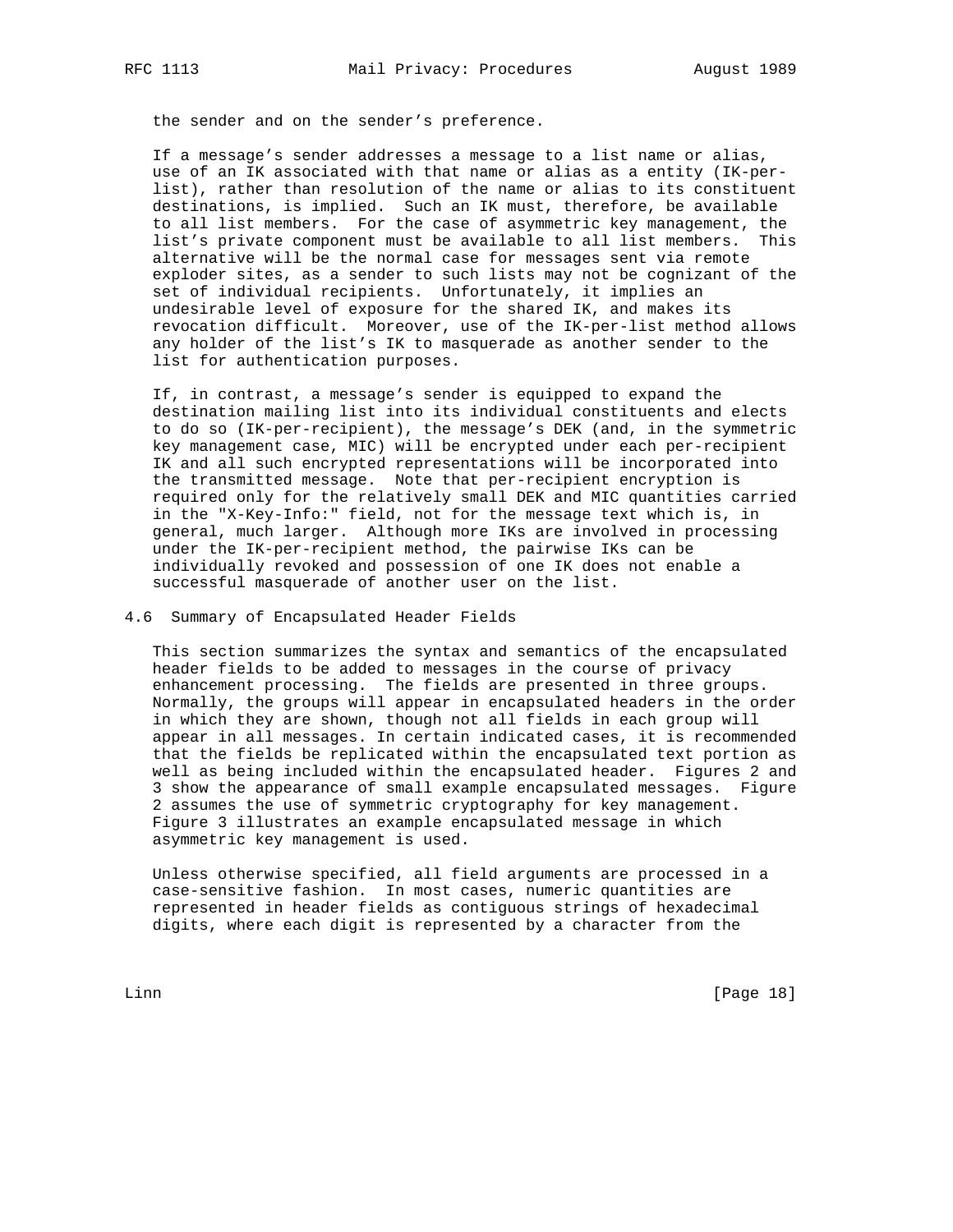the sender and on the sender's preference.

If a message's sender addresses a message to a list name or alias, use of an IK associated with that name or alias as a entity (IK-per-list), rather than resolution of the name or alias to its constituent destinations, is implied. Such an IK must, therefore, be available to all list members. For the case of asymmetric key management, the list's private component must be available to all list members. This alternative will be the normal case for messages sent via remote exploder sites, as a sender to such lists may not be cognizant of the set of individual recipients. Unfortunately, it implies an undesirable level of exposure for the shared IK, and makes its revocation difficult. Moreover, use of the IK-per-list method allows any holder of the list's IK to masquerade as another sender to the list for authentication purposes.

If, in contrast, a message's sender is equipped to expand the destination mailing list into its individual constituents and elects to do so (IK-per-recipient), the message's DEK (and, in the symmetric key management case, MIC) will be encrypted under each per-recipient IK and all such encrypted representations will be incorporated into the transmitted message. Note that per-recipient encryption is required only for the relatively small DEK and MIC quantities carried in the "X-Key-Info:" field, not for the message text which is, in general, much larger. Although more IKs are involved in processing under the IK-per-recipient method, the pairwise IKs can be individually revoked and possession of one IK does not enable a successful masquerade of another user on the list.

## 4.6 Summary of Encapsulated Header Fields

This section summarizes the syntax and semantics of the encapsulated header fields to be added to messages in the course of privacy enhancement processing. The fields are presented in three groups. Normally, the groups will appear in encapsulated headers in the order in which they are shown, though not all fields in each group will appear in all messages. In certain indicated cases, it is recommended that the fields be replicated within the encapsulated text portion as well as being included within the encapsulated header. Figures 2 and 3 show the appearance of small example encapsulated messages. Figure 2 assumes the use of symmetric cryptography for key management. Figure 3 illustrates an example encapsulated message in which asymmetric key management is used.

Unless otherwise specified, all field arguments are processed in a case-sensitive fashion. In most cases, numeric quantities are represented in header fields as contiguous strings of hexadecimal digits, where each digit is represented by a character from the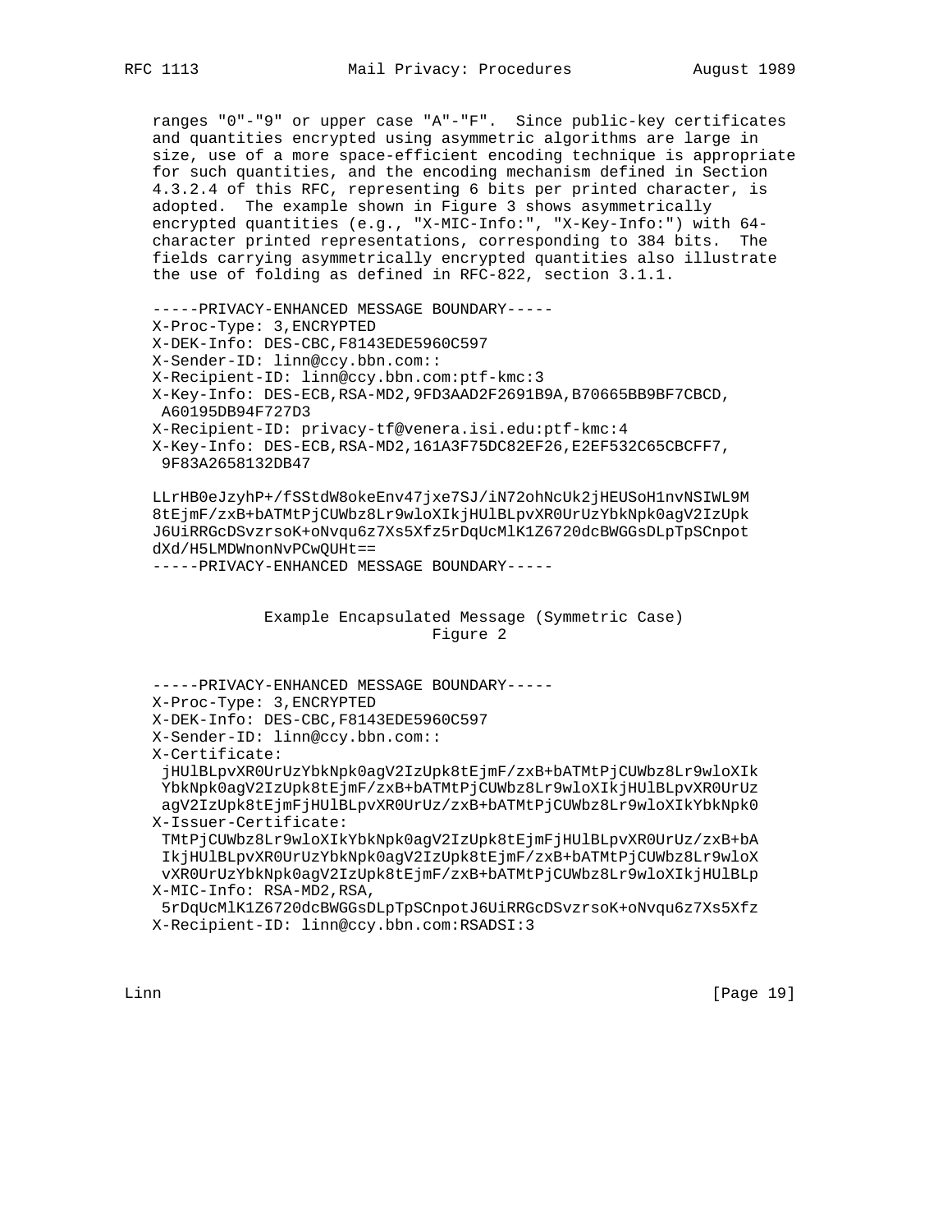ranges "0"-"9" or upper case "A"-"F". Since public-key certificates and quantities encrypted using asymmetric algorithms are large in size, use of a more space-efficient encoding technique is appropriate for such quantities, and the encoding mechanism defined in Section 4.3.2.4 of this RFC, representing 6 bits per printed character, is adopted. The example shown in Figure 3 shows asymmetrically encrypted quantities (e.g., "X-MIC-Info:", "X-Key-Info:") with 64-character printed representations, corresponding to 384 bits. The fields carrying asymmetrically encrypted quantities also illustrate the use of folding as defined in RFC-822, section 3.1.1.

```
-----PRIVACY-ENHANCED MESSAGE BOUNDARY-----
X-Proc-Type: 3,ENCRYPTED
X-DEK-Info: DES-CBC,F8143EDE5960C597
X-Sender-ID: linn@ccy.bbn.com::
X-Recipient-ID: linn@ccy.bbn.com:ptf-kmc:3
X-Key-Info: DES-ECB,RSA-MD2,9FD3AAD2F2691B9A,B70665BB9BF7CBCD,
 A60195DB94F727D3
X-Recipient-ID: privacy-tf@venera.isi.edu:ptf-kmc:4
X-Key-Info: DES-ECB,RSA-MD2,161A3F75DC82EF26,E2EF532C65CBCFF7,
 9F83A2658132DB47

LLrHB0eJzyhP+/fSStdW8okeEnv47jxe7SJ/iN72ohNcUk2jHEUSoH1nvNSIWL9M
8tEjmF/zxB+bATMtPjCUWbz8Lr9wloXIkjHUlBLpvXR0UrUzYbkNpk0agV2IzUpk
J6UiRRGcDSvzrsoK+oNvqu6z7Xs5Xfz5rDqUcMlK1Z6720dcBWGGsDLpTpSCnpot
dXd/H5LMDWnonNvPCwQUHt==
-----PRIVACY-ENHANCED MESSAGE BOUNDARY-----
```

Example Encapsulated Message (Symmetric Case)
Figure 2

```
-----PRIVACY-ENHANCED MESSAGE BOUNDARY-----
X-Proc-Type: 3,ENCRYPTED
X-DEK-Info: DES-CBC,F8143EDE5960C597
X-Sender-ID: linn@ccy.bbn.com::
X-Certificate:
 jHUlBLpvXR0UrUzYbkNpk0agV2IzUpk8tEjmF/zxB+bATMtPjCUWbz8Lr9wloXIk
 YbkNpk0agV2IzUpk8tEjmF/zxB+bATMtPjCUWbz8Lr9wloXIkjHUlBLpvXR0UrUz
 agV2IzUpk8tEjmFjHUlBLpvXR0UrUz/zxB+bATMtPjCUWbz8Lr9wloXIkYbkNpk0
X-Issuer-Certificate:
 TMtPjCUWbz8Lr9wloXIkYbkNpk0agV2IzUpk8tEjmFjHUlBLpvXR0UrUz/zxB+bA
 IkjHUlBLpvXR0UrUzYbkNpk0agV2IzUpk8tEjmF/zxB+bATMtPjCUWbz8Lr9wloX
 vXR0UrUzYbkNpk0agV2IzUpk8tEjmF/zxB+bATMtPjCUWbz8Lr9wloXIkjHUlBLp
X-MIC-Info: RSA-MD2,RSA,
 5rDqUcMlK1Z6720dcBWGGsDLpTpSCnpotJ6UiRRGcDSvzrsoK+oNvqu6z7Xs5Xfz
X-Recipient-ID: linn@ccy.bbn.com:RSADSI:3
```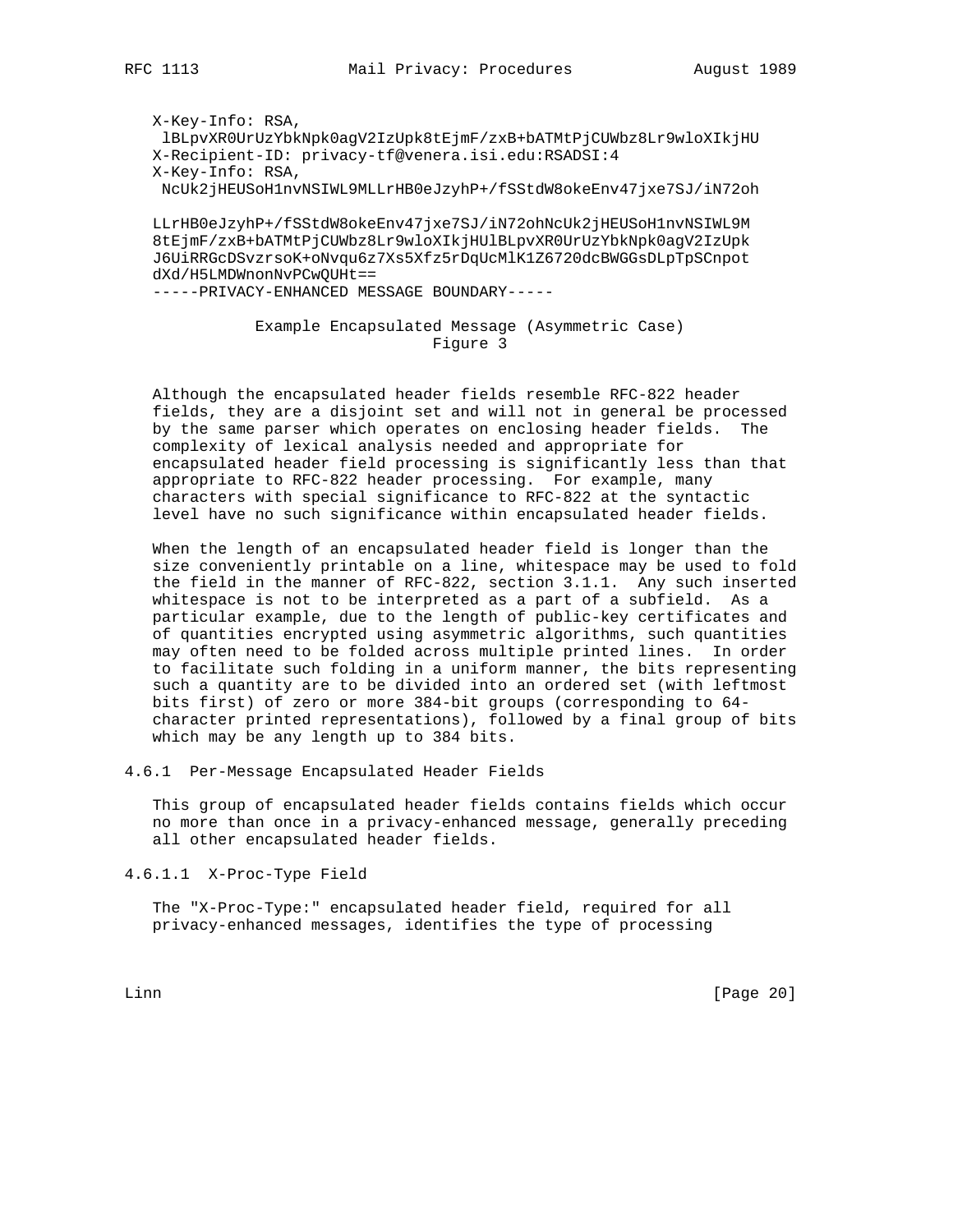```
X-Key-Info: RSA,
 lBLpvXR0UrUzYbkNpk0agV2IzUpk8tEjmF/zxB+bATMtPjCUWbz8Lr9wloXIkjHU
X-Recipient-ID: privacy-tf@venera.isi.edu:RSADSI:4
X-Key-Info: RSA,
 NcUk2jHEUSoH1nvNSIWL9MLLrHB0eJzyhP+/fSStdW8okeEnv47jxe7SJ/iN72oh

LLrHB0eJzyhP+/fSStdW8okeEnv47jxe7SJ/iN72ohNcUk2jHEUSoH1nvNSIWL9M
8tEjmF/zxB+bATMtPjCUWbz8Lr9wloXIkjHUlBLpvXR0UrUzYbkNpk0agV2IzUpk
J6UiRRGcDSvzrsoK+oNvqu6z7Xs5Xfz5rDqUcMlK1Z6720dcBWGGsDLpTpSCnpot
dXd/H5LMDWnonNvPCwQUHt==
-----PRIVACY-ENHANCED MESSAGE BOUNDARY-----
```

Example Encapsulated Message (Asymmetric Case)
Figure 3

Although the encapsulated header fields resemble RFC-822 header fields, they are a disjoint set and will not in general be processed by the same parser which operates on enclosing header fields. The complexity of lexical analysis needed and appropriate for encapsulated header field processing is significantly less than that appropriate to RFC-822 header processing. For example, many characters with special significance to RFC-822 at the syntactic level have no such significance within encapsulated header fields.

When the length of an encapsulated header field is longer than the size conveniently printable on a line, whitespace may be used to fold the field in the manner of RFC-822, section 3.1.1. Any such inserted whitespace is not to be interpreted as a part of a subfield. As a particular example, due to the length of public-key certificates and of quantities encrypted using asymmetric algorithms, such quantities may often need to be folded across multiple printed lines. In order to facilitate such folding in a uniform manner, the bits representing such a quantity are to be divided into an ordered set (with leftmost bits first) of zero or more 384-bit groups (corresponding to 64-character printed representations), followed by a final group of bits which may be any length up to 384 bits.

### 4.6.1 Per-Message Encapsulated Header Fields

This group of encapsulated header fields contains fields which occur no more than once in a privacy-enhanced message, generally preceding all other encapsulated header fields.

#### 4.6.1.1 X-Proc-Type Field

The "X-Proc-Type:" encapsulated header field, required for all privacy-enhanced messages, identifies the type of processing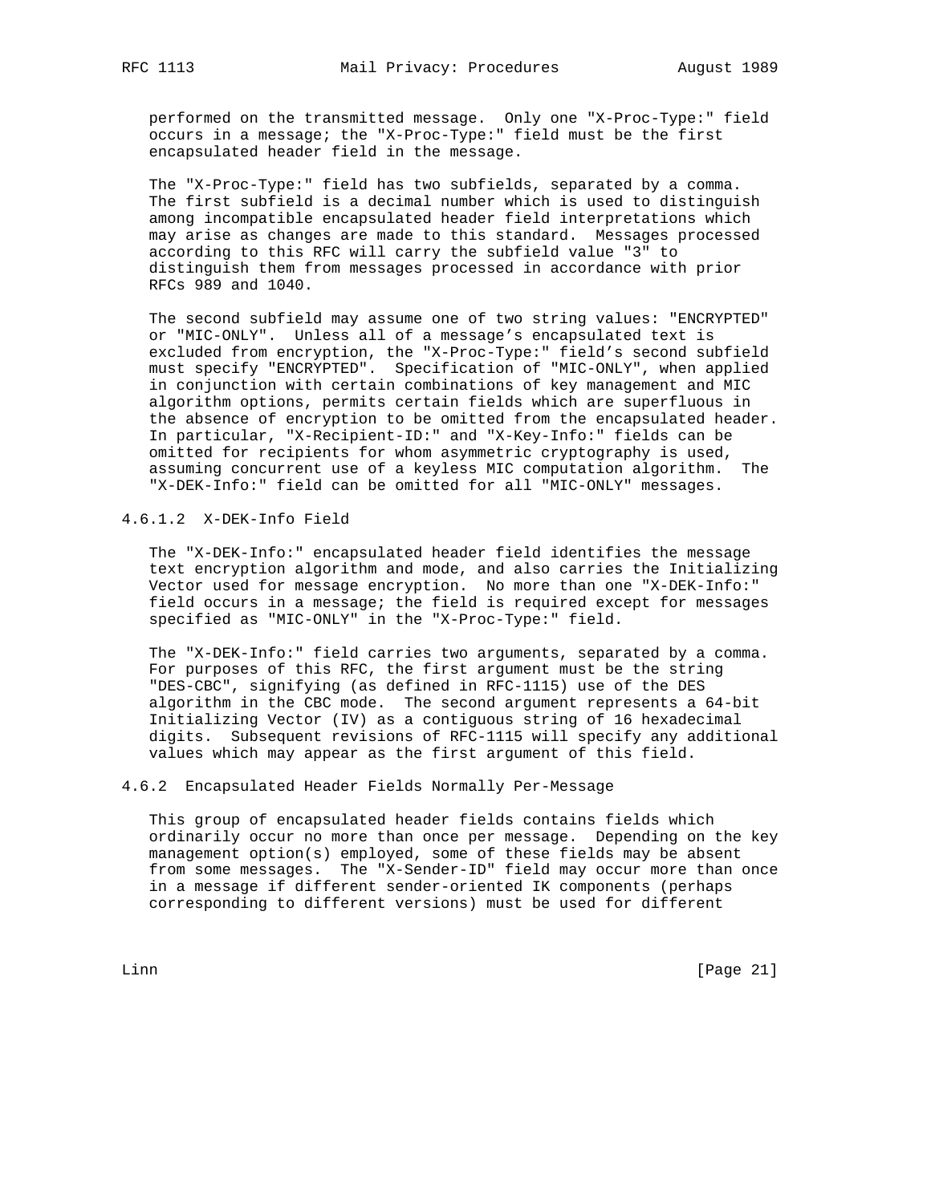performed on the transmitted message. Only one "X-Proc-Type:" field occurs in a message; the "X-Proc-Type:" field must be the first encapsulated header field in the message.

The "X-Proc-Type:" field has two subfields, separated by a comma. The first subfield is a decimal number which is used to distinguish among incompatible encapsulated header field interpretations which may arise as changes are made to this standard. Messages processed according to this RFC will carry the subfield value "3" to distinguish them from messages processed in accordance with prior RFCs 989 and 1040.

The second subfield may assume one of two string values: "ENCRYPTED" or "MIC-ONLY". Unless all of a message's encapsulated text is excluded from encryption, the "X-Proc-Type:" field's second subfield must specify "ENCRYPTED". Specification of "MIC-ONLY", when applied in conjunction with certain combinations of key management and MIC algorithm options, permits certain fields which are superfluous in the absence of encryption to be omitted from the encapsulated header. In particular, "X-Recipient-ID:" and "X-Key-Info:" fields can be omitted for recipients for whom asymmetric cryptography is used, assuming concurrent use of a keyless MIC computation algorithm. The "X-DEK-Info:" field can be omitted for all "MIC-ONLY" messages.

#### 4.6.1.2 X-DEK-Info Field

The "X-DEK-Info:" encapsulated header field identifies the message text encryption algorithm and mode, and also carries the Initializing Vector used for message encryption. No more than one "X-DEK-Info:" field occurs in a message; the field is required except for messages specified as "MIC-ONLY" in the "X-Proc-Type:" field.

The "X-DEK-Info:" field carries two arguments, separated by a comma. For purposes of this RFC, the first argument must be the string "DES-CBC", signifying (as defined in RFC-1115) use of the DES algorithm in the CBC mode. The second argument represents a 64-bit Initializing Vector (IV) as a contiguous string of 16 hexadecimal digits. Subsequent revisions of RFC-1115 will specify any additional values which may appear as the first argument of this field.

### 4.6.2 Encapsulated Header Fields Normally Per-Message

This group of encapsulated header fields contains fields which ordinarily occur no more than once per message. Depending on the key management option(s) employed, some of these fields may be absent from some messages. The "X-Sender-ID" field may occur more than once in a message if different sender-oriented IK components (perhaps corresponding to different versions) must be used for different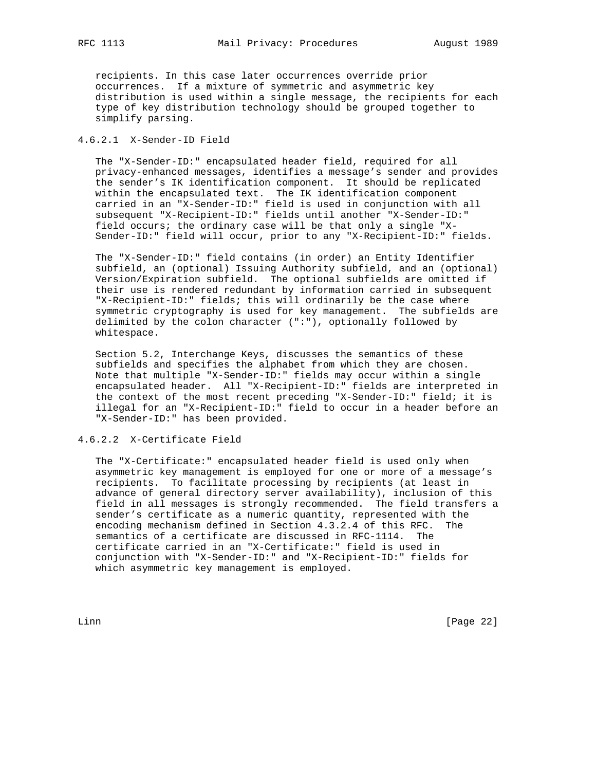recipients. In this case later occurrences override prior occurrences. If a mixture of symmetric and asymmetric key distribution is used within a single message, the recipients for each type of key distribution technology should be grouped together to simplify parsing.

#### 4.6.2.1 X-Sender-ID Field

The "X-Sender-ID:" encapsulated header field, required for all privacy-enhanced messages, identifies a message's sender and provides the sender's IK identification component. It should be replicated within the encapsulated text. The IK identification component carried in an "X-Sender-ID:" field is used in conjunction with all subsequent "X-Recipient-ID:" fields until another "X-Sender-ID:" field occurs; the ordinary case will be that only a single "X-Sender-ID:" field will occur, prior to any "X-Recipient-ID:" fields.

The "X-Sender-ID:" field contains (in order) an Entity Identifier subfield, an (optional) Issuing Authority subfield, and an (optional) Version/Expiration subfield. The optional subfields are omitted if their use is rendered redundant by information carried in subsequent "X-Recipient-ID:" fields; this will ordinarily be the case where symmetric cryptography is used for key management. The subfields are delimited by the colon character (":"), optionally followed by whitespace.

Section 5.2, Interchange Keys, discusses the semantics of these subfields and specifies the alphabet from which they are chosen. Note that multiple "X-Sender-ID:" fields may occur within a single encapsulated header. All "X-Recipient-ID:" fields are interpreted in the context of the most recent preceding "X-Sender-ID:" field; it is illegal for an "X-Recipient-ID:" field to occur in a header before an "X-Sender-ID:" has been provided.

#### 4.6.2.2 X-Certificate Field

The "X-Certificate:" encapsulated header field is used only when asymmetric key management is employed for one or more of a message's recipients. To facilitate processing by recipients (at least in advance of general directory server availability), inclusion of this field in all messages is strongly recommended. The field transfers a sender's certificate as a numeric quantity, represented with the encoding mechanism defined in Section 4.3.2.4 of this RFC. The semantics of a certificate are discussed in RFC-1114. The certificate carried in an "X-Certificate:" field is used in conjunction with "X-Sender-ID:" and "X-Recipient-ID:" fields for which asymmetric key management is employed.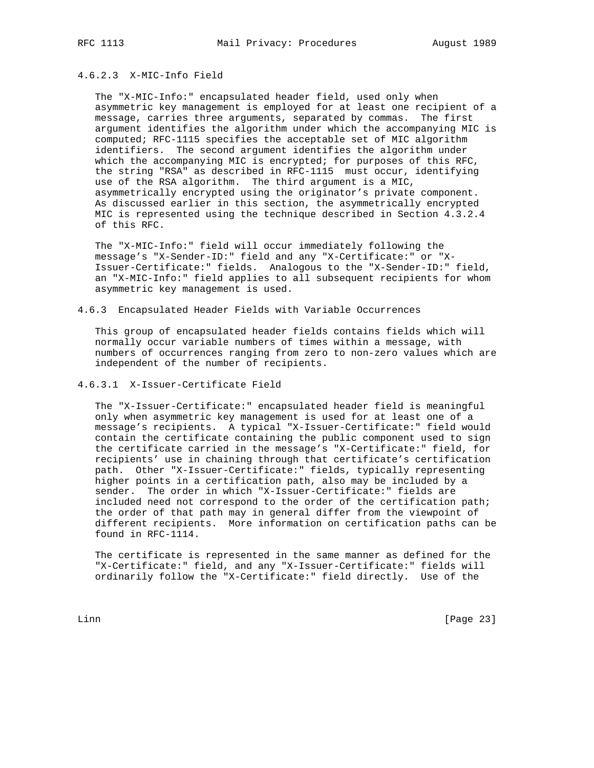#### 4.6.2.3 X-MIC-Info Field

The "X-MIC-Info:" encapsulated header field, used only when asymmetric key management is employed for at least one recipient of a message, carries three arguments, separated by commas. The first argument identifies the algorithm under which the accompanying MIC is computed; RFC-1115 specifies the acceptable set of MIC algorithm identifiers. The second argument identifies the algorithm under which the accompanying MIC is encrypted; for purposes of this RFC, the string "RSA" as described in RFC-1115 must occur, identifying use of the RSA algorithm. The third argument is a MIC, asymmetrically encrypted using the originator's private component. As discussed earlier in this section, the asymmetrically encrypted MIC is represented using the technique described in Section 4.3.2.4 of this RFC.

The "X-MIC-Info:" field will occur immediately following the message's "X-Sender-ID:" field and any "X-Certificate:" or "X-Issuer-Certificate:" fields. Analogous to the "X-Sender-ID:" field, an "X-MIC-Info:" field applies to all subsequent recipients for whom asymmetric key management is used.

### 4.6.3 Encapsulated Header Fields with Variable Occurrences

This group of encapsulated header fields contains fields which will normally occur variable numbers of times within a message, with numbers of occurrences ranging from zero to non-zero values which are independent of the number of recipients.

#### 4.6.3.1 X-Issuer-Certificate Field

The "X-Issuer-Certificate:" encapsulated header field is meaningful only when asymmetric key management is used for at least one of a message's recipients. A typical "X-Issuer-Certificate:" field would contain the certificate containing the public component used to sign the certificate carried in the message's "X-Certificate:" field, for recipients' use in chaining through that certificate's certification path. Other "X-Issuer-Certificate:" fields, typically representing higher points in a certification path, also may be included by a sender. The order in which "X-Issuer-Certificate:" fields are included need not correspond to the order of the certification path; the order of that path may in general differ from the viewpoint of different recipients. More information on certification paths can be found in RFC-1114.

The certificate is represented in the same manner as defined for the "X-Certificate:" field, and any "X-Issuer-Certificate:" fields will ordinarily follow the "X-Certificate:" field directly. Use of the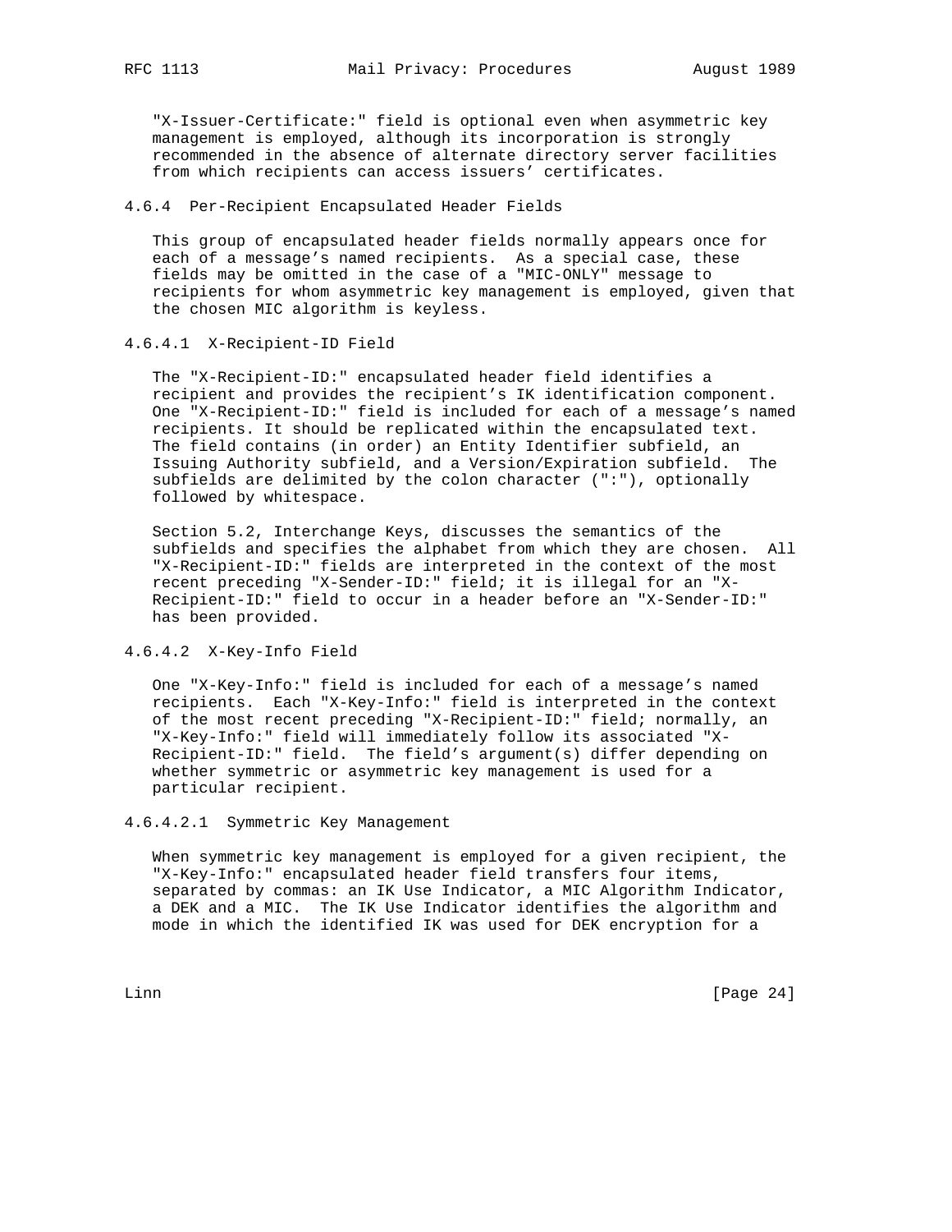"X-Issuer-Certificate:" field is optional even when asymmetric key management is employed, although its incorporation is strongly recommended in the absence of alternate directory server facilities from which recipients can access issuers' certificates.

### 4.6.4 Per-Recipient Encapsulated Header Fields

This group of encapsulated header fields normally appears once for each of a message's named recipients. As a special case, these fields may be omitted in the case of a "MIC-ONLY" message to recipients for whom asymmetric key management is employed, given that the chosen MIC algorithm is keyless.

#### 4.6.4.1 X-Recipient-ID Field

The "X-Recipient-ID:" encapsulated header field identifies a recipient and provides the recipient's IK identification component. One "X-Recipient-ID:" field is included for each of a message's named recipients. It should be replicated within the encapsulated text. The field contains (in order) an Entity Identifier subfield, an Issuing Authority subfield, and a Version/Expiration subfield. The subfields are delimited by the colon character (":"), optionally followed by whitespace.

Section 5.2, Interchange Keys, discusses the semantics of the subfields and specifies the alphabet from which they are chosen. All "X-Recipient-ID:" fields are interpreted in the context of the most recent preceding "X-Sender-ID:" field; it is illegal for an "X-Recipient-ID:" field to occur in a header before an "X-Sender-ID:" has been provided.

#### 4.6.4.2 X-Key-Info Field

One "X-Key-Info:" field is included for each of a message's named recipients. Each "X-Key-Info:" field is interpreted in the context of the most recent preceding "X-Recipient-ID:" field; normally, an "X-Key-Info:" field will immediately follow its associated "X-Recipient-ID:" field. The field's argument(s) differ depending on whether symmetric or asymmetric key management is used for a particular recipient.

##### 4.6.4.2.1 Symmetric Key Management

When symmetric key management is employed for a given recipient, the "X-Key-Info:" encapsulated header field transfers four items, separated by commas: an IK Use Indicator, a MIC Algorithm Indicator, a DEK and a MIC. The IK Use Indicator identifies the algorithm and mode in which the identified IK was used for DEK encryption for a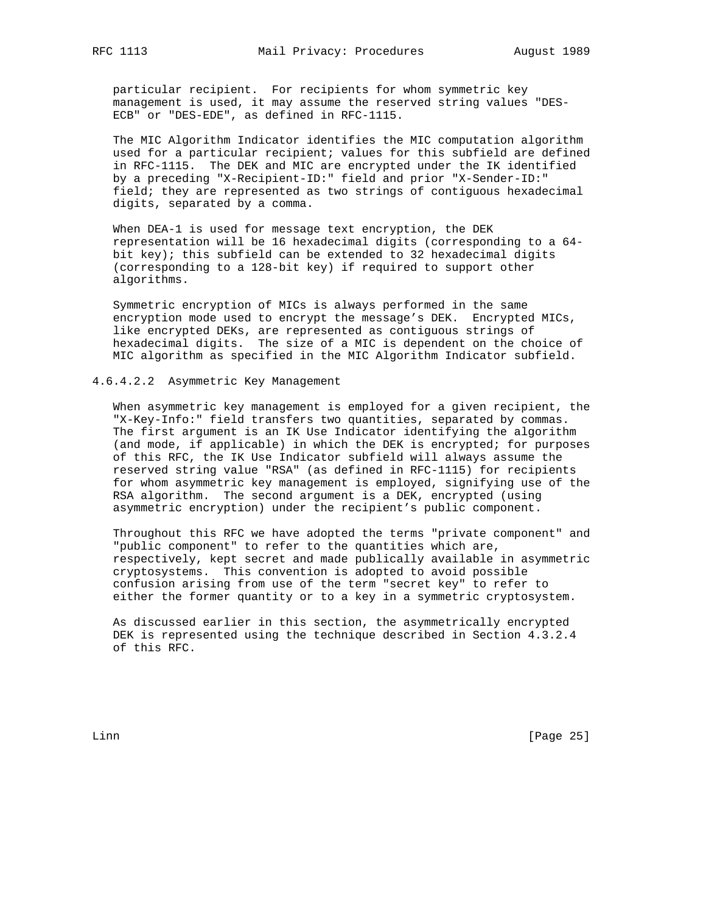particular recipient. For recipients for whom symmetric key management is used, it may assume the reserved string values "DES-ECB" or "DES-EDE", as defined in RFC-1115.

The MIC Algorithm Indicator identifies the MIC computation algorithm used for a particular recipient; values for this subfield are defined in RFC-1115. The DEK and MIC are encrypted under the IK identified by a preceding "X-Recipient-ID:" field and prior "X-Sender-ID:" field; they are represented as two strings of contiguous hexadecimal digits, separated by a comma.

When DEA-1 is used for message text encryption, the DEK representation will be 16 hexadecimal digits (corresponding to a 64-bit key); this subfield can be extended to 32 hexadecimal digits (corresponding to a 128-bit key) if required to support other algorithms.

Symmetric encryption of MICs is always performed in the same encryption mode used to encrypt the message's DEK. Encrypted MICs, like encrypted DEKs, are represented as contiguous strings of hexadecimal digits. The size of a MIC is dependent on the choice of MIC algorithm as specified in the MIC Algorithm Indicator subfield.

#### 4.6.4.2.2 Asymmetric Key Management

When asymmetric key management is employed for a given recipient, the "X-Key-Info:" field transfers two quantities, separated by commas. The first argument is an IK Use Indicator identifying the algorithm (and mode, if applicable) in which the DEK is encrypted; for purposes of this RFC, the IK Use Indicator subfield will always assume the reserved string value "RSA" (as defined in RFC-1115) for recipients for whom asymmetric key management is employed, signifying use of the RSA algorithm. The second argument is a DEK, encrypted (using asymmetric encryption) under the recipient's public component.

Throughout this RFC we have adopted the terms "private component" and "public component" to refer to the quantities which are, respectively, kept secret and made publically available in asymmetric cryptosystems. This convention is adopted to avoid possible confusion arising from use of the term "secret key" to refer to either the former quantity or to a key in a symmetric cryptosystem.

As discussed earlier in this section, the asymmetrically encrypted DEK is represented using the technique described in Section 4.3.2.4 of this RFC.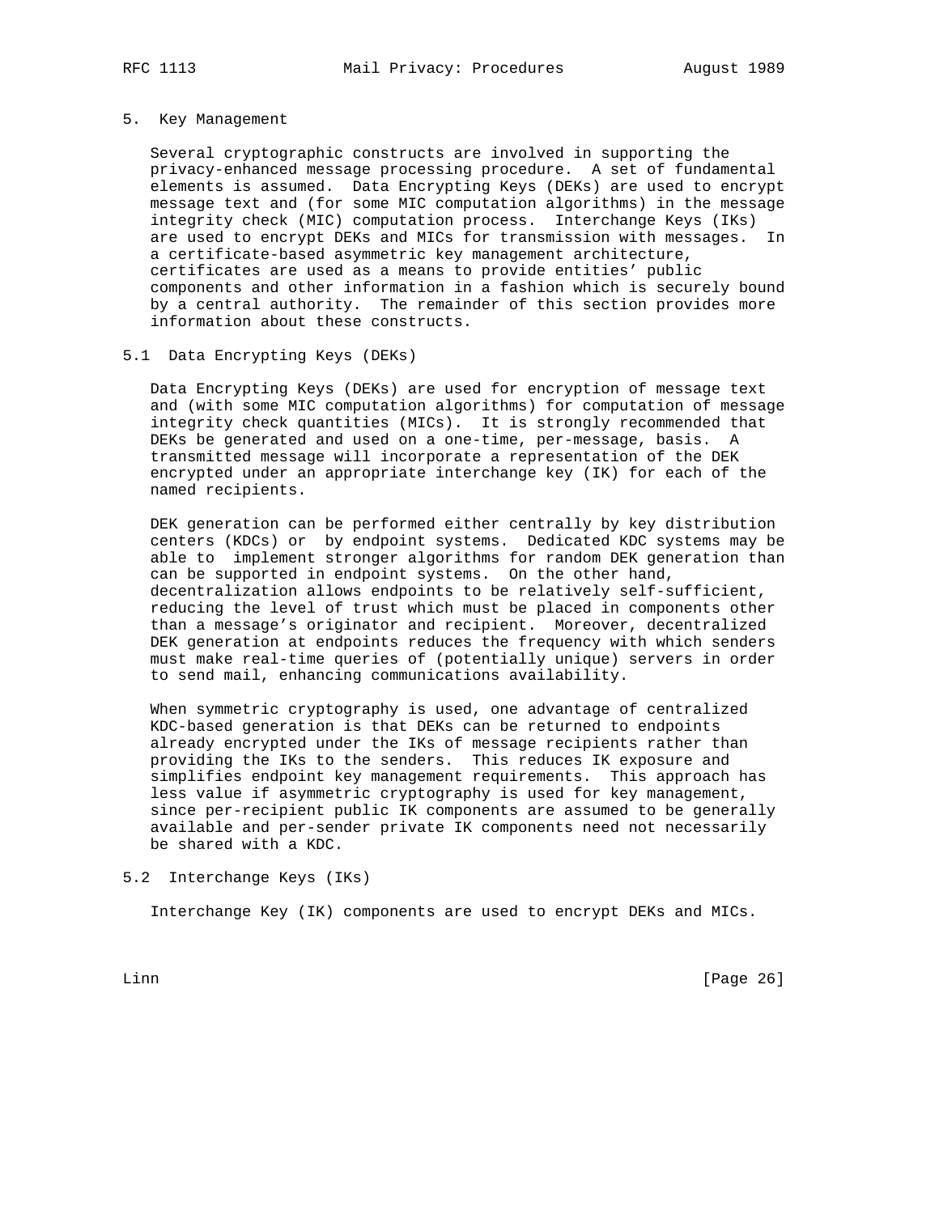## 5. Key Management

Several cryptographic constructs are involved in supporting the privacy-enhanced message processing procedure. A set of fundamental elements is assumed. Data Encrypting Keys (DEKs) are used to encrypt message text and (for some MIC computation algorithms) in the message integrity check (MIC) computation process. Interchange Keys (IKs) are used to encrypt DEKs and MICs for transmission with messages. In a certificate-based asymmetric key management architecture, certificates are used as a means to provide entities' public components and other information in a fashion which is securely bound by a central authority. The remainder of this section provides more information about these constructs.

### 5.1 Data Encrypting Keys (DEKs)

Data Encrypting Keys (DEKs) are used for encryption of message text and (with some MIC computation algorithms) for computation of message integrity check quantities (MICs). It is strongly recommended that DEKs be generated and used on a one-time, per-message, basis. A transmitted message will incorporate a representation of the DEK encrypted under an appropriate interchange key (IK) for each of the named recipients.

DEK generation can be performed either centrally by key distribution centers (KDCs) or by endpoint systems. Dedicated KDC systems may be able to implement stronger algorithms for random DEK generation than can be supported in endpoint systems. On the other hand, decentralization allows endpoints to be relatively self-sufficient, reducing the level of trust which must be placed in components other than a message's originator and recipient. Moreover, decentralized DEK generation at endpoints reduces the frequency with which senders must make real-time queries of (potentially unique) servers in order to send mail, enhancing communications availability.

When symmetric cryptography is used, one advantage of centralized KDC-based generation is that DEKs can be returned to endpoints already encrypted under the IKs of message recipients rather than providing the IKs to the senders. This reduces IK exposure and simplifies endpoint key management requirements. This approach has less value if asymmetric cryptography is used for key management, since per-recipient public IK components are assumed to be generally available and per-sender private IK components need not necessarily be shared with a KDC.

### 5.2 Interchange Keys (IKs)

Interchange Key (IK) components are used to encrypt DEKs and MICs.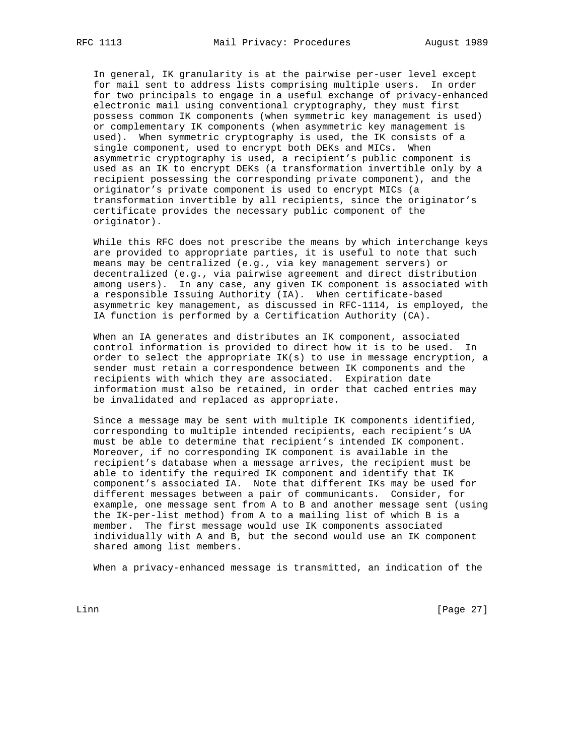In general, IK granularity is at the pairwise per-user level except for mail sent to address lists comprising multiple users. In order for two principals to engage in a useful exchange of privacy-enhanced electronic mail using conventional cryptography, they must first possess common IK components (when symmetric key management is used) or complementary IK components (when asymmetric key management is used). When symmetric cryptography is used, the IK consists of a single component, used to encrypt both DEKs and MICs. When asymmetric cryptography is used, a recipient's public component is used as an IK to encrypt DEKs (a transformation invertible only by a recipient possessing the corresponding private component), and the originator's private component is used to encrypt MICs (a transformation invertible by all recipients, since the originator's certificate provides the necessary public component of the originator).

While this RFC does not prescribe the means by which interchange keys are provided to appropriate parties, it is useful to note that such means may be centralized (e.g., via key management servers) or decentralized (e.g., via pairwise agreement and direct distribution among users). In any case, any given IK component is associated with a responsible Issuing Authority (IA). When certificate-based asymmetric key management, as discussed in RFC-1114, is employed, the IA function is performed by a Certification Authority (CA).

When an IA generates and distributes an IK component, associated control information is provided to direct how it is to be used. In order to select the appropriate IK(s) to use in message encryption, a sender must retain a correspondence between IK components and the recipients with which they are associated. Expiration date information must also be retained, in order that cached entries may be invalidated and replaced as appropriate.

Since a message may be sent with multiple IK components identified, corresponding to multiple intended recipients, each recipient's UA must be able to determine that recipient's intended IK component. Moreover, if no corresponding IK component is available in the recipient's database when a message arrives, the recipient must be able to identify the required IK component and identify that IK component's associated IA. Note that different IKs may be used for different messages between a pair of communicants. Consider, for example, one message sent from A to B and another message sent (using the IK-per-list method) from A to a mailing list of which B is a member. The first message would use IK components associated individually with A and B, but the second would use an IK component shared among list members.

When a privacy-enhanced message is transmitted, an indication of the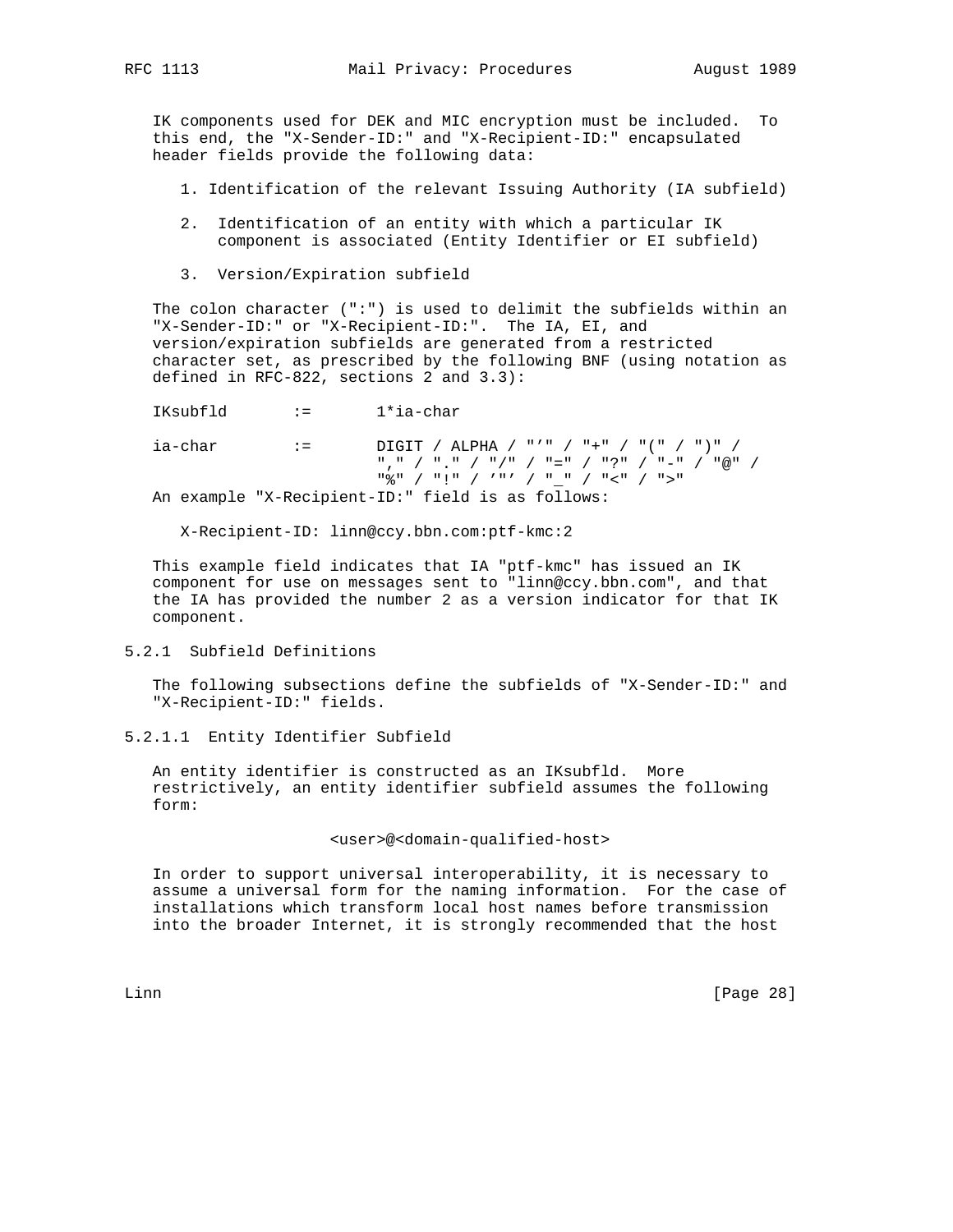IK components used for DEK and MIC encryption must be included. To this end, the "X-Sender-ID:" and "X-Recipient-ID:" encapsulated header fields provide the following data:

1. Identification of the relevant Issuing Authority (IA subfield)

2. Identification of an entity with which a particular IK component is associated (Entity Identifier or EI subfield)

3. Version/Expiration subfield

The colon character (":") is used to delimit the subfields within an "X-Sender-ID:" or "X-Recipient-ID:". The IA, EI, and version/expiration subfields are generated from a restricted character set, as prescribed by the following BNF (using notation as defined in RFC-822, sections 2 and 3.3):

```
IKsubfld       :=      1*ia-char

ia-char        :=      DIGIT / ALPHA / "'" / "+" / "(" / ")" /
                       "," / "." / "/" / "=" / "?" / "-" / "@" /
                       "%" / "!" / '"' / "_" / "<" / ">"
```

An example "X-Recipient-ID:" field is as follows:

```
X-Recipient-ID: linn@ccy.bbn.com:ptf-kmc:2
```

This example field indicates that IA "ptf-kmc" has issued an IK component for use on messages sent to "linn@ccy.bbn.com", and that the IA has provided the number 2 as a version indicator for that IK component.

### 5.2.1 Subfield Definitions

The following subsections define the subfields of "X-Sender-ID:" and "X-Recipient-ID:" fields.

#### 5.2.1.1 Entity Identifier Subfield

An entity identifier is constructed as an IKsubfld. More restrictively, an entity identifier subfield assumes the following form:

```
<user>@<domain-qualified-host>
```

In order to support universal interoperability, it is necessary to assume a universal form for the naming information. For the case of installations which transform local host names before transmission into the broader Internet, it is strongly recommended that the host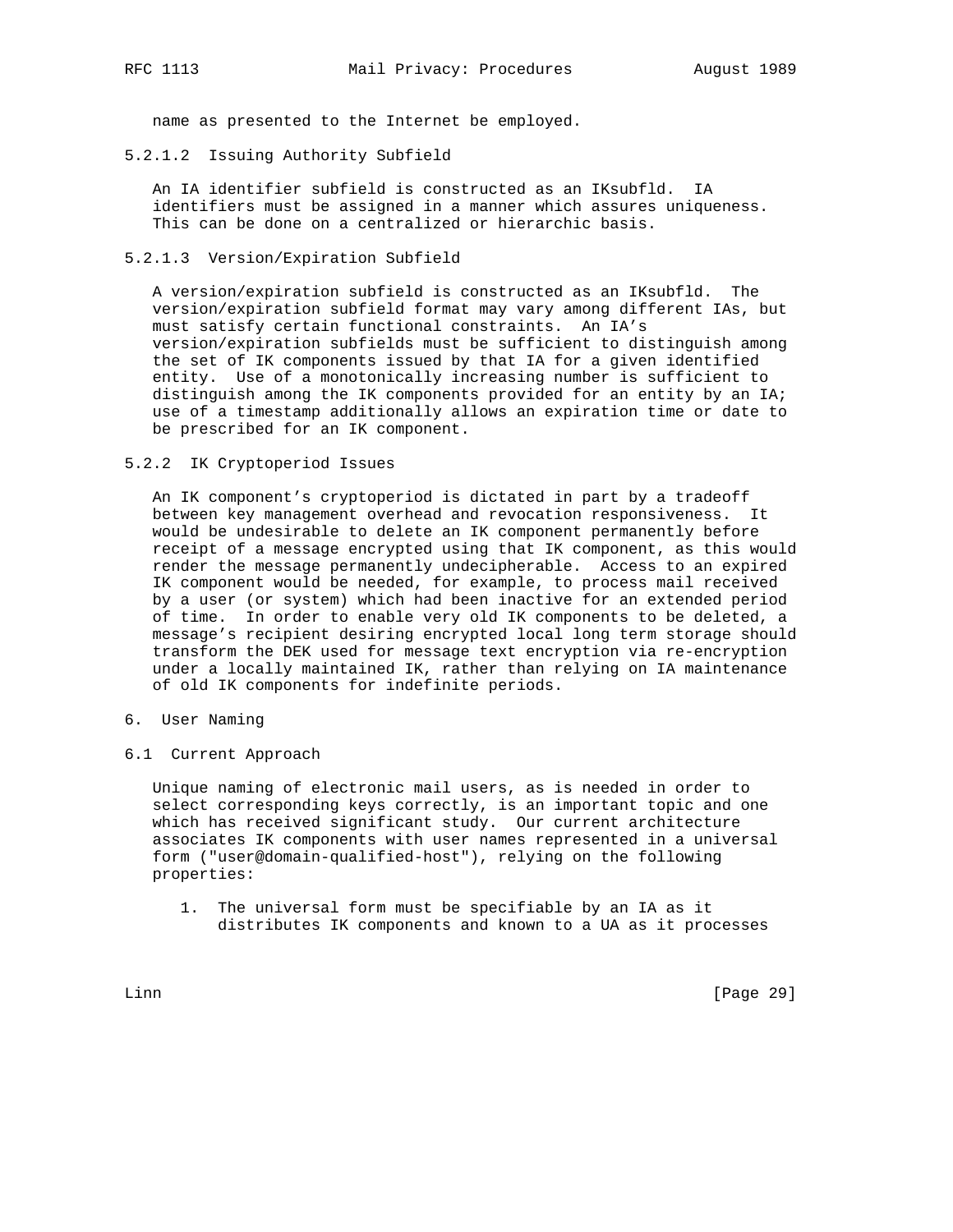name as presented to the Internet be employed.

#### 5.2.1.2 Issuing Authority Subfield

An IA identifier subfield is constructed as an IKsubfld. IA identifiers must be assigned in a manner which assures uniqueness. This can be done on a centralized or hierarchic basis.

#### 5.2.1.3 Version/Expiration Subfield

A version/expiration subfield is constructed as an IKsubfld. The version/expiration subfield format may vary among different IAs, but must satisfy certain functional constraints. An IA's version/expiration subfields must be sufficient to distinguish among the set of IK components issued by that IA for a given identified entity. Use of a monotonically increasing number is sufficient to distinguish among the IK components provided for an entity by an IA; use of a timestamp additionally allows an expiration time or date to be prescribed for an IK component.

### 5.2.2 IK Cryptoperiod Issues

An IK component's cryptoperiod is dictated in part by a tradeoff between key management overhead and revocation responsiveness. It would be undesirable to delete an IK component permanently before receipt of a message encrypted using that IK component, as this would render the message permanently undecipherable. Access to an expired IK component would be needed, for example, to process mail received by a user (or system) which had been inactive for an extended period of time. In order to enable very old IK components to be deleted, a message's recipient desiring encrypted local long term storage should transform the DEK used for message text encryption via re-encryption under a locally maintained IK, rather than relying on IA maintenance of old IK components for indefinite periods.

# 6. User Naming

## 6.1 Current Approach

Unique naming of electronic mail users, as is needed in order to select corresponding keys correctly, is an important topic and one which has received significant study. Our current architecture associates IK components with user names represented in a universal form ("user@domain-qualified-host"), relying on the following properties:

1. The universal form must be specifiable by an IA as it distributes IK components and known to a UA as it processes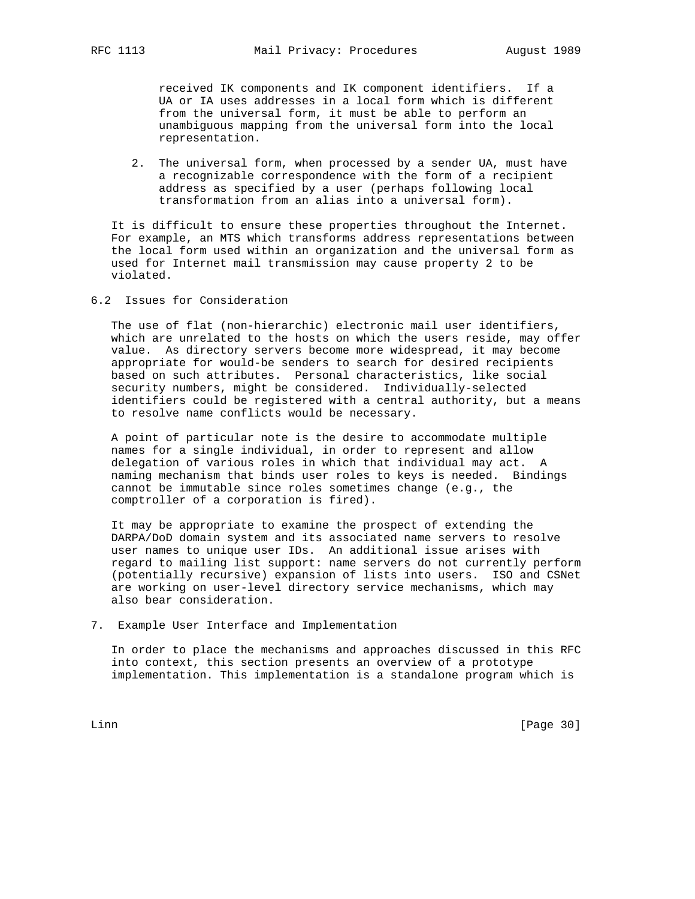received IK components and IK component identifiers. If a UA or IA uses addresses in a local form which is different from the universal form, it must be able to perform an unambiguous mapping from the universal form into the local representation.

2. The universal form, when processed by a sender UA, must have a recognizable correspondence with the form of a recipient address as specified by a user (perhaps following local transformation from an alias into a universal form).

It is difficult to ensure these properties throughout the Internet. For example, an MTS which transforms address representations between the local form used within an organization and the universal form as used for Internet mail transmission may cause property 2 to be violated.

### 6.2 Issues for Consideration

The use of flat (non-hierarchic) electronic mail user identifiers, which are unrelated to the hosts on which the users reside, may offer value. As directory servers become more widespread, it may become appropriate for would-be senders to search for desired recipients based on such attributes. Personal characteristics, like social security numbers, might be considered. Individually-selected identifiers could be registered with a central authority, but a means to resolve name conflicts would be necessary.

A point of particular note is the desire to accommodate multiple names for a single individual, in order to represent and allow delegation of various roles in which that individual may act. A naming mechanism that binds user roles to keys is needed. Bindings cannot be immutable since roles sometimes change (e.g., the comptroller of a corporation is fired).

It may be appropriate to examine the prospect of extending the DARPA/DoD domain system and its associated name servers to resolve user names to unique user IDs. An additional issue arises with regard to mailing list support: name servers do not currently perform (potentially recursive) expansion of lists into users. ISO and CSNet are working on user-level directory service mechanisms, which may also bear consideration.

## 7. Example User Interface and Implementation

In order to place the mechanisms and approaches discussed in this RFC into context, this section presents an overview of a prototype implementation. This implementation is a standalone program which is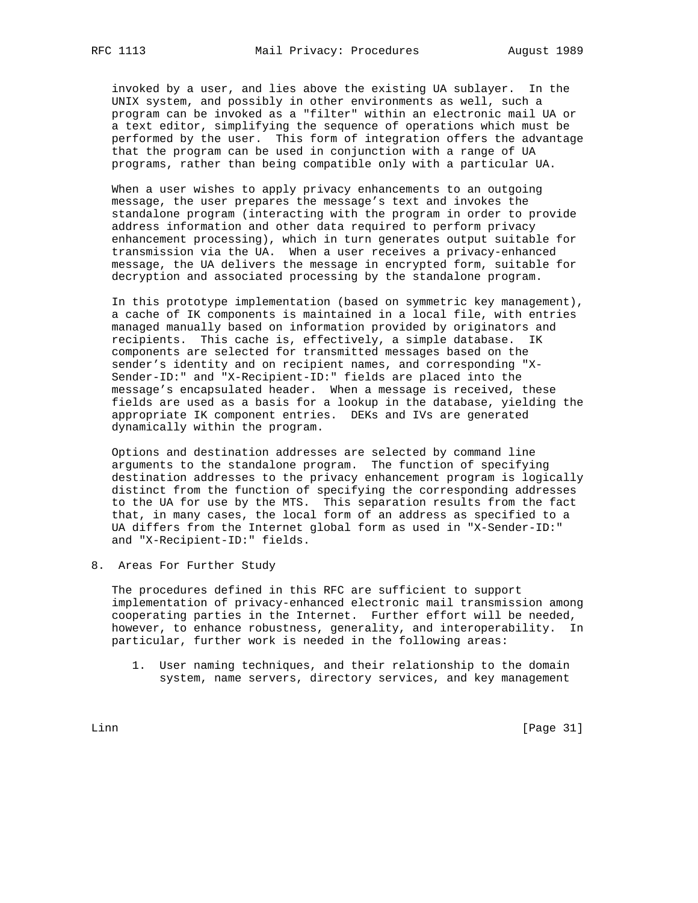invoked by a user, and lies above the existing UA sublayer. In the UNIX system, and possibly in other environments as well, such a program can be invoked as a "filter" within an electronic mail UA or a text editor, simplifying the sequence of operations which must be performed by the user. This form of integration offers the advantage that the program can be used in conjunction with a range of UA programs, rather than being compatible only with a particular UA.

When a user wishes to apply privacy enhancements to an outgoing message, the user prepares the message's text and invokes the standalone program (interacting with the program in order to provide address information and other data required to perform privacy enhancement processing), which in turn generates output suitable for transmission via the UA. When a user receives a privacy-enhanced message, the UA delivers the message in encrypted form, suitable for decryption and associated processing by the standalone program.

In this prototype implementation (based on symmetric key management), a cache of IK components is maintained in a local file, with entries managed manually based on information provided by originators and recipients. This cache is, effectively, a simple database. IK components are selected for transmitted messages based on the sender's identity and on recipient names, and corresponding "X-Sender-ID:" and "X-Recipient-ID:" fields are placed into the message's encapsulated header. When a message is received, these fields are used as a basis for a lookup in the database, yielding the appropriate IK component entries. DEKs and IVs are generated dynamically within the program.

Options and destination addresses are selected by command line arguments to the standalone program. The function of specifying destination addresses to the privacy enhancement program is logically distinct from the function of specifying the corresponding addresses to the UA for use by the MTS. This separation results from the fact that, in many cases, the local form of an address as specified to a UA differs from the Internet global form as used in "X-Sender-ID:" and "X-Recipient-ID:" fields.

## 8. Areas For Further Study

The procedures defined in this RFC are sufficient to support implementation of privacy-enhanced electronic mail transmission among cooperating parties in the Internet. Further effort will be needed, however, to enhance robustness, generality, and interoperability. In particular, further work is needed in the following areas:

1. User naming techniques, and their relationship to the domain system, name servers, directory services, and key management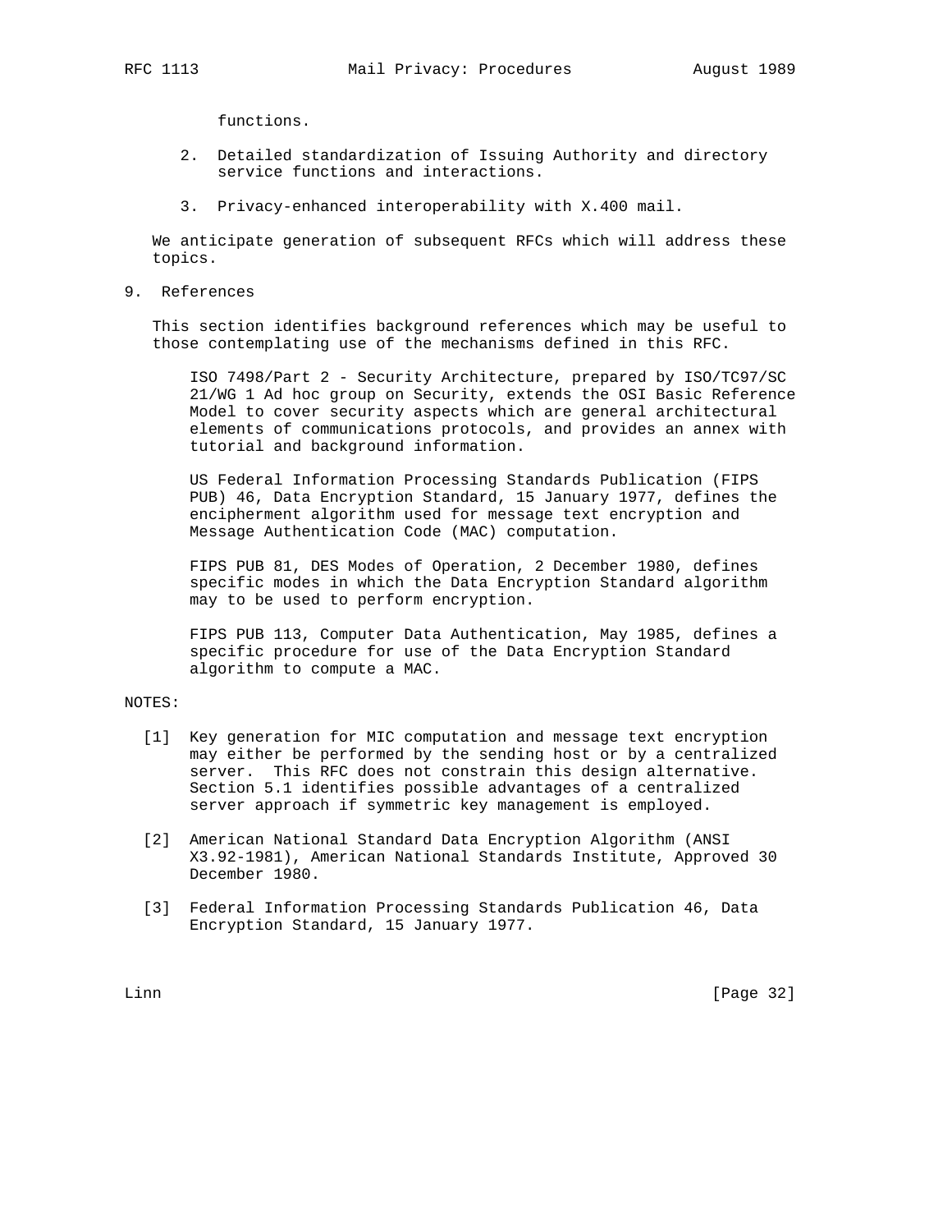functions.

2. Detailed standardization of Issuing Authority and directory service functions and interactions.

3. Privacy-enhanced interoperability with X.400 mail.

We anticipate generation of subsequent RFCs which will address these topics.

## 9. References

This section identifies background references which may be useful to those contemplating use of the mechanisms defined in this RFC.

ISO 7498/Part 2 - Security Architecture, prepared by ISO/TC97/SC 21/WG 1 Ad hoc group on Security, extends the OSI Basic Reference Model to cover security aspects which are general architectural elements of communications protocols, and provides an annex with tutorial and background information.

US Federal Information Processing Standards Publication (FIPS PUB) 46, Data Encryption Standard, 15 January 1977, defines the encipherment algorithm used for message text encryption and Message Authentication Code (MAC) computation.

FIPS PUB 81, DES Modes of Operation, 2 December 1980, defines specific modes in which the Data Encryption Standard algorithm may to be used to perform encryption.

FIPS PUB 113, Computer Data Authentication, May 1985, defines a specific procedure for use of the Data Encryption Standard algorithm to compute a MAC.

NOTES:

[1] Key generation for MIC computation and message text encryption may either be performed by the sending host or by a centralized server. This RFC does not constrain this design alternative. Section 5.1 identifies possible advantages of a centralized server approach if symmetric key management is employed.

[2] American National Standard Data Encryption Algorithm (ANSI X3.92-1981), American National Standards Institute, Approved 30 December 1980.

[3] Federal Information Processing Standards Publication 46, Data Encryption Standard, 15 January 1977.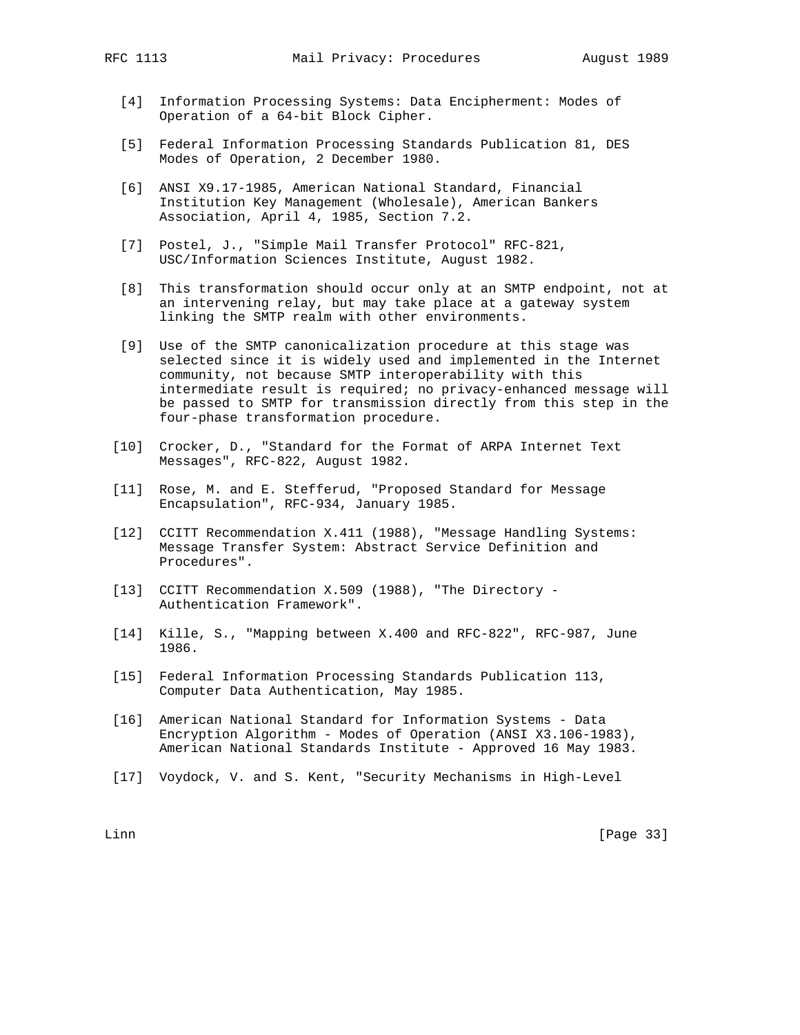[4] Information Processing Systems: Data Encipherment: Modes of Operation of a 64-bit Block Cipher.

[5] Federal Information Processing Standards Publication 81, DES Modes of Operation, 2 December 1980.

[6] ANSI X9.17-1985, American National Standard, Financial Institution Key Management (Wholesale), American Bankers Association, April 4, 1985, Section 7.2.

[7] Postel, J., "Simple Mail Transfer Protocol" RFC-821, USC/Information Sciences Institute, August 1982.

[8] This transformation should occur only at an SMTP endpoint, not at an intervening relay, but may take place at a gateway system linking the SMTP realm with other environments.

[9] Use of the SMTP canonicalization procedure at this stage was selected since it is widely used and implemented in the Internet community, not because SMTP interoperability with this intermediate result is required; no privacy-enhanced message will be passed to SMTP for transmission directly from this step in the four-phase transformation procedure.

[10] Crocker, D., "Standard for the Format of ARPA Internet Text Messages", RFC-822, August 1982.

[11] Rose, M. and E. Stefferud, "Proposed Standard for Message Encapsulation", RFC-934, January 1985.

[12] CCITT Recommendation X.411 (1988), "Message Handling Systems: Message Transfer System: Abstract Service Definition and Procedures".

[13] CCITT Recommendation X.509 (1988), "The Directory - Authentication Framework".

[14] Kille, S., "Mapping between X.400 and RFC-822", RFC-987, June 1986.

[15] Federal Information Processing Standards Publication 113, Computer Data Authentication, May 1985.

[16] American National Standard for Information Systems - Data Encryption Algorithm - Modes of Operation (ANSI X3.106-1983), American National Standards Institute - Approved 16 May 1983.

[17] Voydock, V. and S. Kent, "Security Mechanisms in High-Level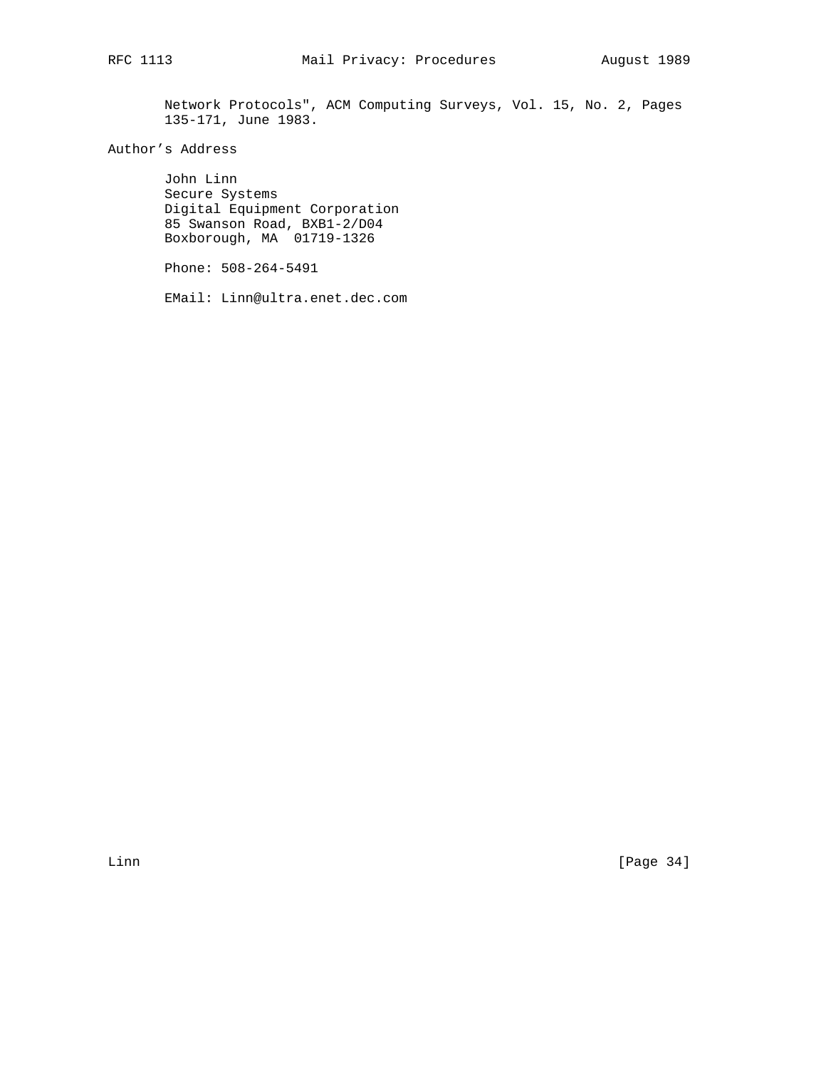Network Protocols", ACM Computing Surveys, Vol. 15, No. 2, Pages 135-171, June 1983.

## Author's Address

John Linn
Secure Systems
Digital Equipment Corporation
85 Swanson Road, BXB1-2/D04
Boxborough, MA  01719-1326

Phone: 508-264-5491

EMail: Linn@ultra.enet.dec.com